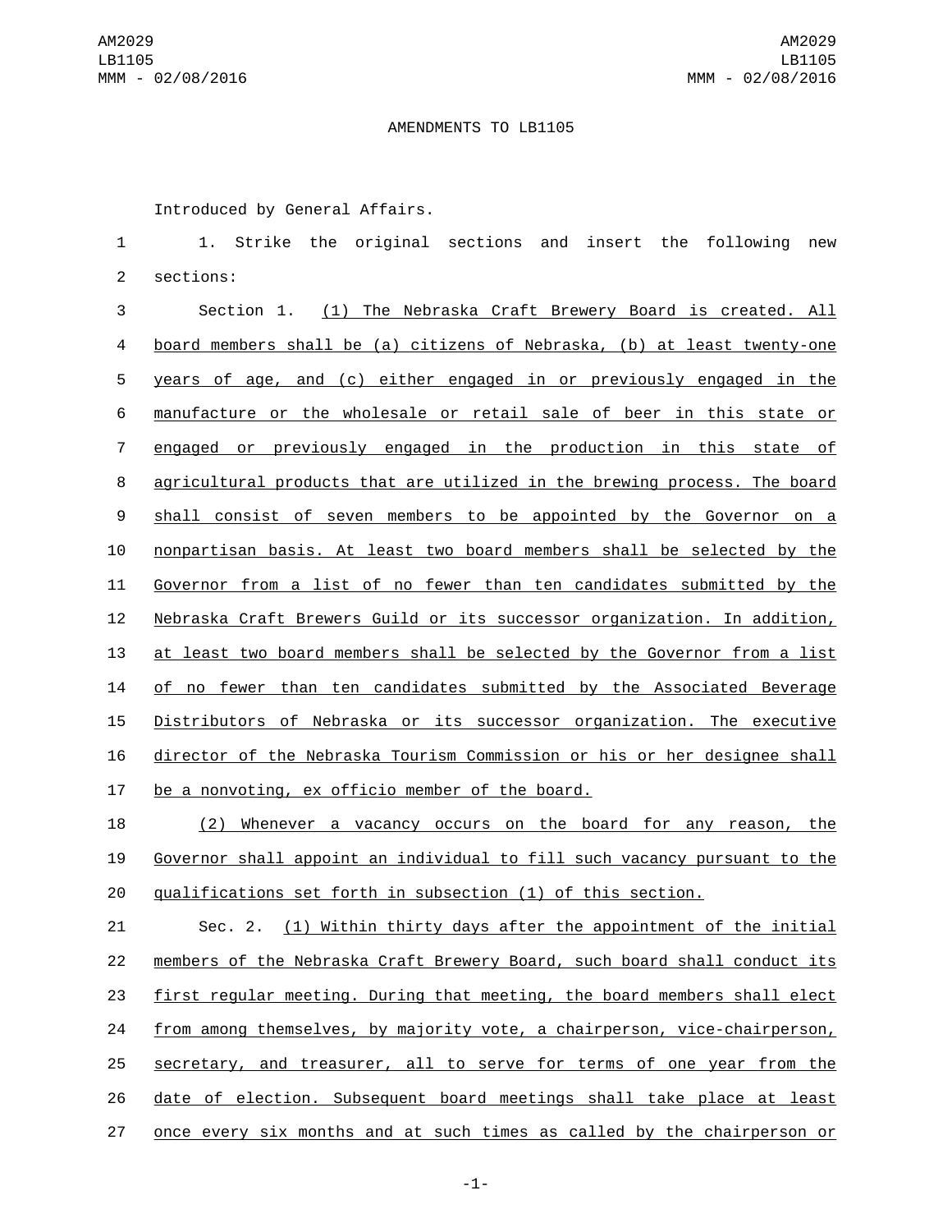AMENDMENTS TO LB1105

Introduced by General Affairs.

1. Strike the original sections and insert the following new sections:

Section 1. (1) The Nebraska Craft Brewery Board is created. All board members shall be (a) citizens of Nebraska, (b) at least twenty-one years of age, and (c) either engaged in or previously engaged in the manufacture or the wholesale or retail sale of beer in this state or engaged or previously engaged in the production in this state of agricultural products that are utilized in the brewing process. The board shall consist of seven members to be appointed by the Governor on a nonpartisan basis. At least two board members shall be selected by the Governor from a list of no fewer than ten candidates submitted by the Nebraska Craft Brewers Guild or its successor organization. In addition, at least two board members shall be selected by the Governor from a list of no fewer than ten candidates submitted by the Associated Beverage Distributors of Nebraska or its successor organization. The executive director of the Nebraska Tourism Commission or his or her designee shall be a nonvoting, ex officio member of the board.

(2) Whenever a vacancy occurs on the board for any reason, the Governor shall appoint an individual to fill such vacancy pursuant to the qualifications set forth in subsection (1) of this section.

Sec. 2. (1) Within thirty days after the appointment of the initial members of the Nebraska Craft Brewery Board, such board shall conduct its first regular meeting. During that meeting, the board members shall elect from among themselves, by majority vote, a chairperson, vice-chairperson, secretary, and treasurer, all to serve for terms of one year from the date of election. Subsequent board meetings shall take place at least once every six months and at such times as called by the chairperson or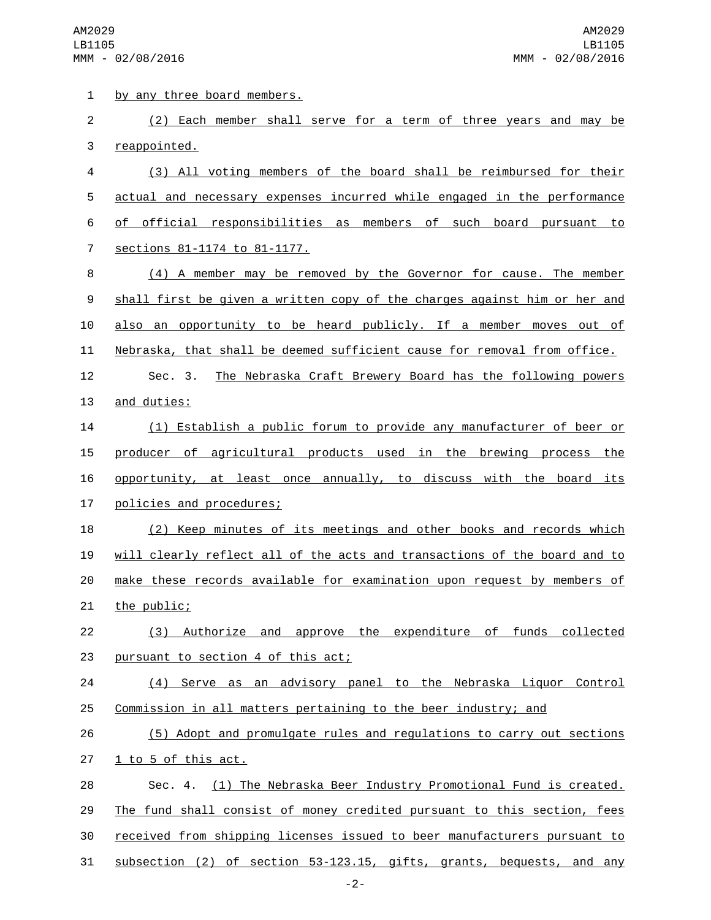by any three board members.

(2) Each member shall serve for a term of three years and may be reappointed.

(3) All voting members of the board shall be reimbursed for their actual and necessary expenses incurred while engaged in the performance of official responsibilities as members of such board pursuant to sections 81-1174 to 81-1177.

(4) A member may be removed by the Governor for cause. The member shall first be given a written copy of the charges against him or her and also an opportunity to be heard publicly. If a member moves out of Nebraska, that shall be deemed sufficient cause for removal from office.

Sec. 3. The Nebraska Craft Brewery Board has the following powers and duties:

(1) Establish a public forum to provide any manufacturer of beer or producer of agricultural products used in the brewing process the opportunity, at least once annually, to discuss with the board its policies and procedures;

(2) Keep minutes of its meetings and other books and records which will clearly reflect all of the acts and transactions of the board and to make these records available for examination upon request by members of the public;

(3) Authorize and approve the expenditure of funds collected pursuant to section 4 of this act;

(4) Serve as an advisory panel to the Nebraska Liquor Control Commission in all matters pertaining to the beer industry; and

(5) Adopt and promulgate rules and regulations to carry out sections 1 to 5 of this act.

Sec. 4. (1) The Nebraska Beer Industry Promotional Fund is created. The fund shall consist of money credited pursuant to this section, fees received from shipping licenses issued to beer manufacturers pursuant to subsection (2) of section 53-123.15, gifts, grants, bequests, and any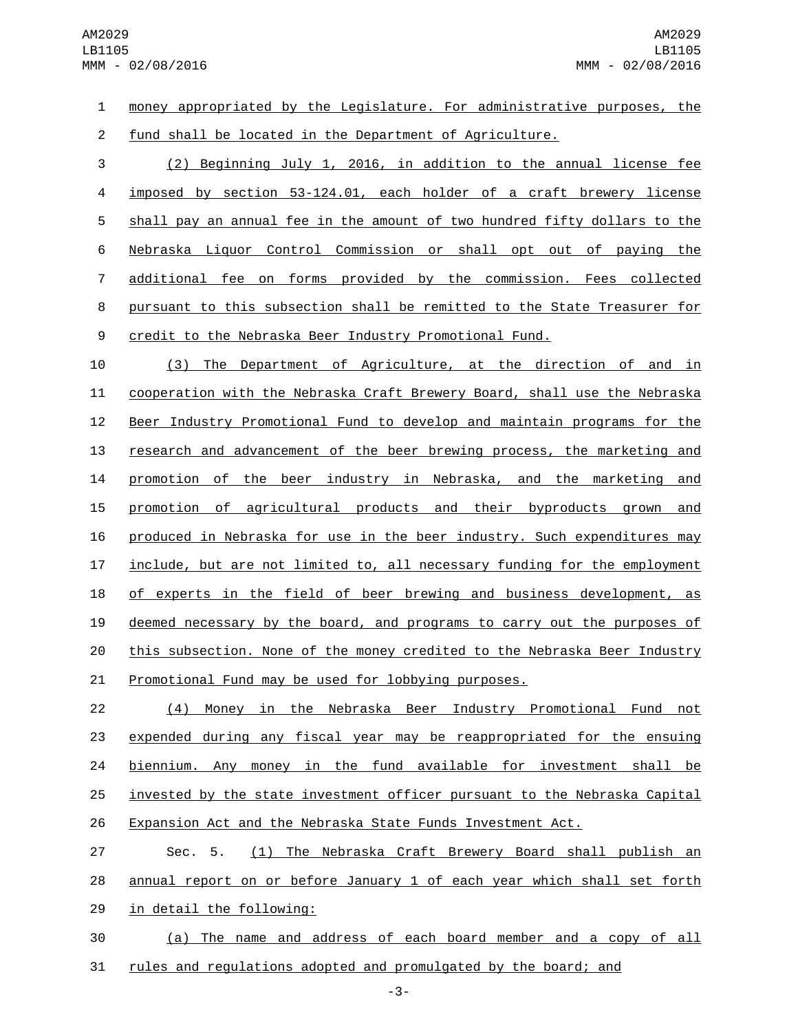money appropriated by the Legislature. For administrative purposes, the fund shall be located in the Department of Agriculture.

(2) Beginning July 1, 2016, in addition to the annual license fee imposed by section 53-124.01, each holder of a craft brewery license shall pay an annual fee in the amount of two hundred fifty dollars to the Nebraska Liquor Control Commission or shall opt out of paying the additional fee on forms provided by the commission. Fees collected pursuant to this subsection shall be remitted to the State Treasurer for credit to the Nebraska Beer Industry Promotional Fund.

(3) The Department of Agriculture, at the direction of and in cooperation with the Nebraska Craft Brewery Board, shall use the Nebraska Beer Industry Promotional Fund to develop and maintain programs for the research and advancement of the beer brewing process, the marketing and promotion of the beer industry in Nebraska, and the marketing and promotion of agricultural products and their byproducts grown and produced in Nebraska for use in the beer industry. Such expenditures may include, but are not limited to, all necessary funding for the employment of experts in the field of beer brewing and business development, as deemed necessary by the board, and programs to carry out the purposes of this subsection. None of the money credited to the Nebraska Beer Industry Promotional Fund may be used for lobbying purposes.

(4) Money in the Nebraska Beer Industry Promotional Fund not expended during any fiscal year may be reappropriated for the ensuing biennium. Any money in the fund available for investment shall be invested by the state investment officer pursuant to the Nebraska Capital Expansion Act and the Nebraska State Funds Investment Act.

Sec. 5. (1) The Nebraska Craft Brewery Board shall publish an annual report on or before January 1 of each year which shall set forth in detail the following:

(a) The name and address of each board member and a copy of all rules and regulations adopted and promulgated by the board; and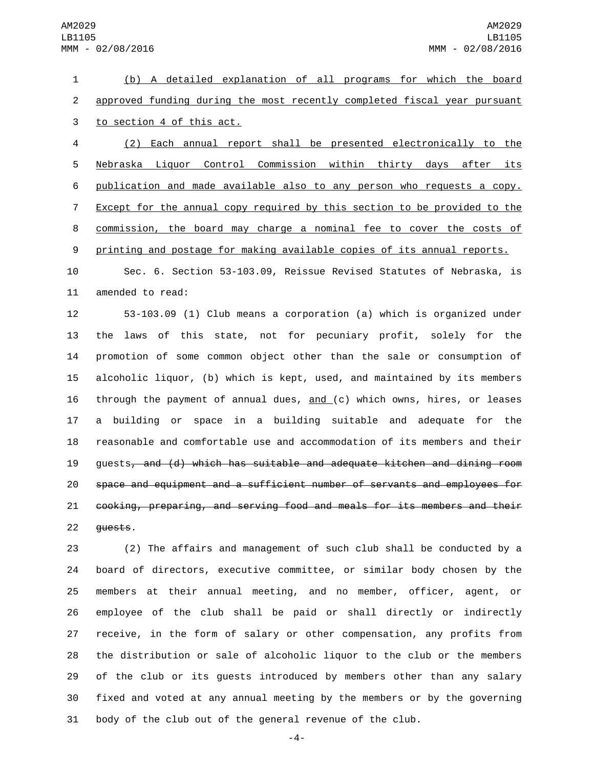(b) A detailed explanation of all programs for which the board approved funding during the most recently completed fiscal year pursuant to section 4 of this act.

(2) Each annual report shall be presented electronically to the Nebraska Liquor Control Commission within thirty days after its publication and made available also to any person who requests a copy. Except for the annual copy required by this section to be provided to the commission, the board may charge a nominal fee to cover the costs of printing and postage for making available copies of its annual reports.

Sec. 6. Section 53-103.09, Reissue Revised Statutes of Nebraska, is amended to read:

53-103.09 (1) Club means a corporation (a) which is organized under the laws of this state, not for pecuniary profit, solely for the promotion of some common object other than the sale or consumption of alcoholic liquor, (b) which is kept, used, and maintained by its members through the payment of annual dues, and (c) which owns, hires, or leases a building or space in a building suitable and adequate for the reasonable and comfortable use and accommodation of its members and their guests~~, and (d) which has suitable and adequate kitchen and dining room space and equipment and a sufficient number of servants and employees for cooking, preparing, and serving food and meals for its members and their guests~~.

(2) The affairs and management of such club shall be conducted by a board of directors, executive committee, or similar body chosen by the members at their annual meeting, and no member, officer, agent, or employee of the club shall be paid or shall directly or indirectly receive, in the form of salary or other compensation, any profits from the distribution or sale of alcoholic liquor to the club or the members of the club or its guests introduced by members other than any salary fixed and voted at any annual meeting by the members or by the governing body of the club out of the general revenue of the club.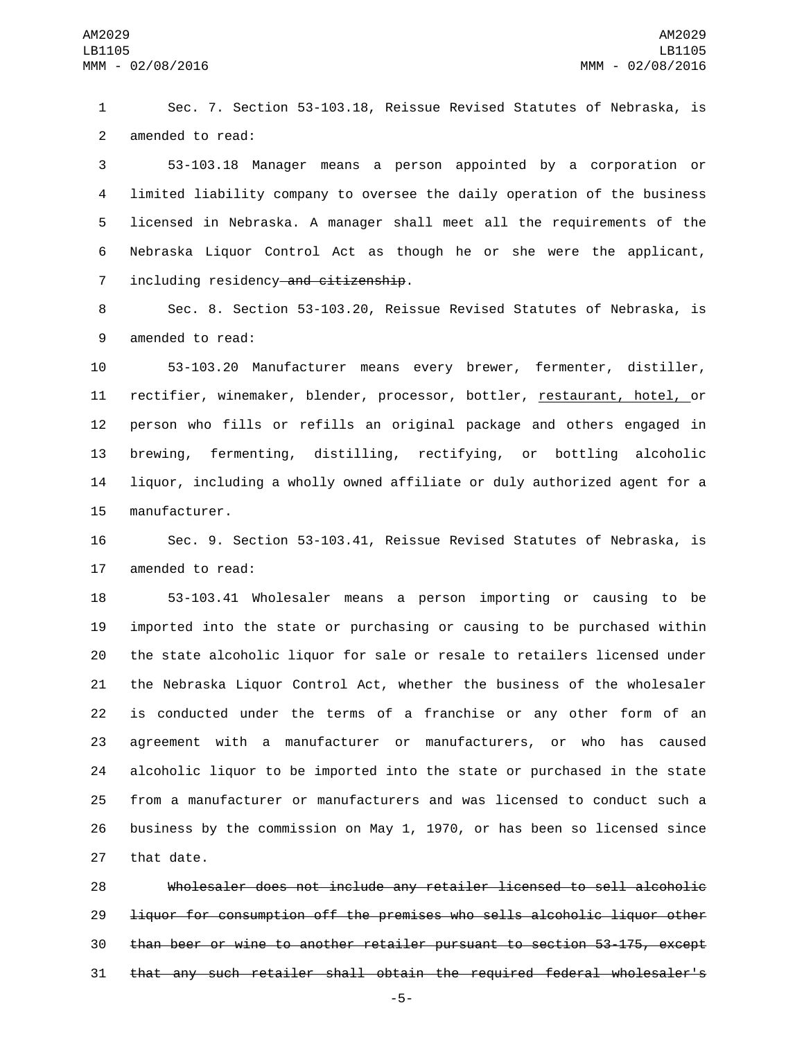Sec. 7. Section 53-103.18, Reissue Revised Statutes of Nebraska, is amended to read:

53-103.18 Manager means a person appointed by a corporation or limited liability company to oversee the daily operation of the business licensed in Nebraska. A manager shall meet all the requirements of the Nebraska Liquor Control Act as though he or she were the applicant, including residency ~~and citizenship~~.

Sec. 8. Section 53-103.20, Reissue Revised Statutes of Nebraska, is amended to read:

53-103.20 Manufacturer means every brewer, fermenter, distiller, rectifier, winemaker, blender, processor, bottler, <u>restaurant, hotel, </u>or person who fills or refills an original package and others engaged in brewing, fermenting, distilling, rectifying, or bottling alcoholic liquor, including a wholly owned affiliate or duly authorized agent for a manufacturer.

Sec. 9. Section 53-103.41, Reissue Revised Statutes of Nebraska, is amended to read:

53-103.41 Wholesaler means a person importing or causing to be imported into the state or purchasing or causing to be purchased within the state alcoholic liquor for sale or resale to retailers licensed under the Nebraska Liquor Control Act, whether the business of the wholesaler is conducted under the terms of a franchise or any other form of an agreement with a manufacturer or manufacturers, or who has caused alcoholic liquor to be imported into the state or purchased in the state from a manufacturer or manufacturers and was licensed to conduct such a business by the commission on May 1, 1970, or has been so licensed since that date.

~~Wholesaler does not include any retailer licensed to sell alcoholic liquor for consumption off the premises who sells alcoholic liquor other than beer or wine to another retailer pursuant to section 53-175, except that any such retailer shall obtain the required federal wholesaler's~~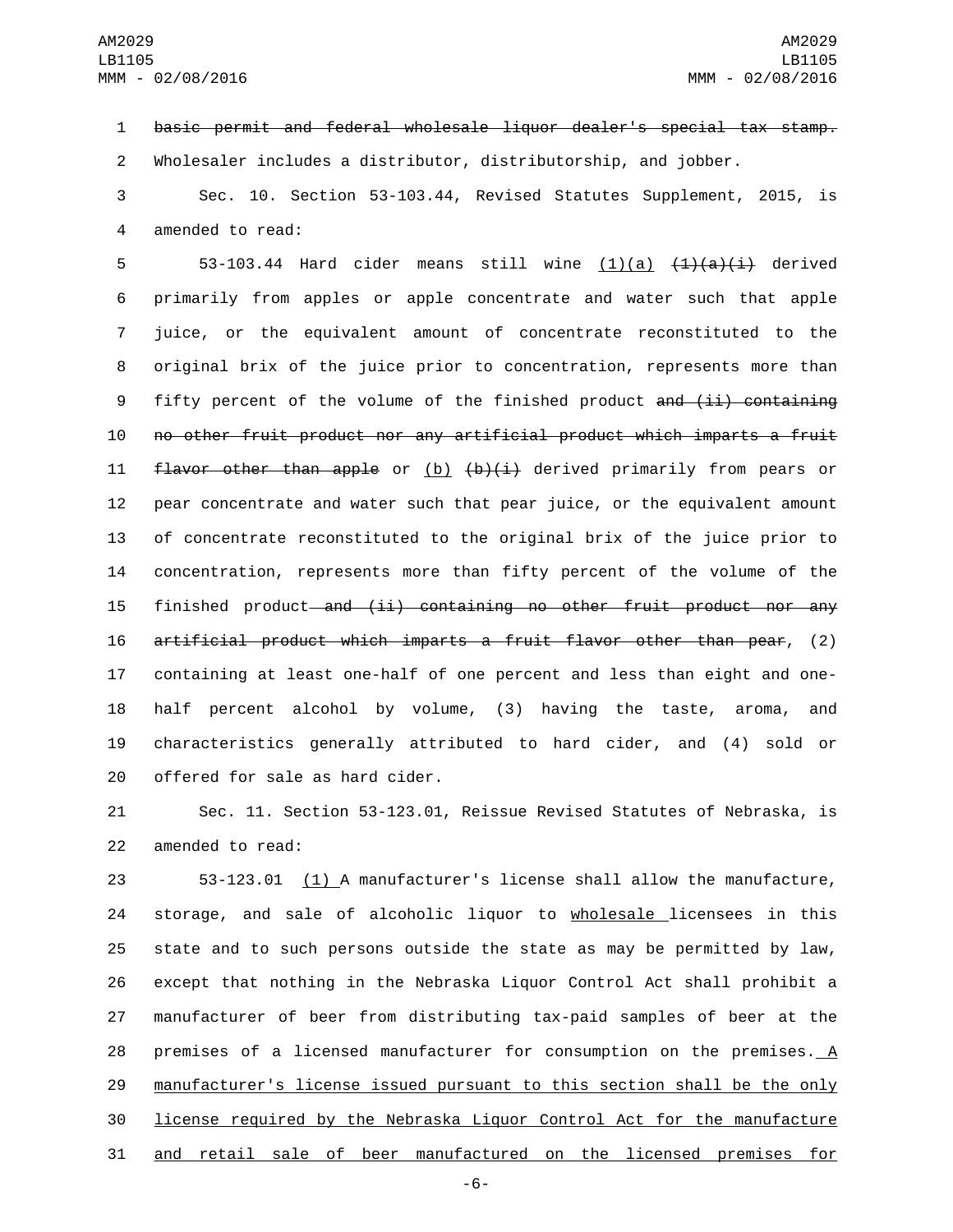~~basic permit and federal wholesale liquor dealer's special tax stamp.~~ Wholesaler includes a distributor, distributorship, and jobber.

Sec. 10. Section 53-103.44, Revised Statutes Supplement, 2015, is amended to read:

53-103.44 Hard cider means still wine <u>(1)(a)</u> ~~(1)(a)(i)~~ derived primarily from apples or apple concentrate and water such that apple juice, or the equivalent amount of concentrate reconstituted to the original brix of the juice prior to concentration, represents more than fifty percent of the volume of the finished product ~~and (ii) containing no other fruit product nor any artificial product which imparts a fruit flavor other than apple~~ or <u>(b)</u> ~~(b)(i)~~ derived primarily from pears or pear concentrate and water such that pear juice, or the equivalent amount of concentrate reconstituted to the original brix of the juice prior to concentration, represents more than fifty percent of the volume of the finished product~~ and (ii) containing no other fruit product nor any artificial product which imparts a fruit flavor other than pear~~, (2) containing at least one-half of one percent and less than eight and one-half percent alcohol by volume, (3) having the taste, aroma, and characteristics generally attributed to hard cider, and (4) sold or offered for sale as hard cider.

Sec. 11. Section 53-123.01, Reissue Revised Statutes of Nebraska, is amended to read:

53-123.01 <u>(1)</u> A manufacturer's license shall allow the manufacture, storage, and sale of alcoholic liquor to <u>wholesale</u> licensees in this state and to such persons outside the state as may be permitted by law, except that nothing in the Nebraska Liquor Control Act shall prohibit a manufacturer of beer from distributing tax-paid samples of beer at the premises of a licensed manufacturer for consumption on the premises.<u> A manufacturer's license issued pursuant to this section shall be the only license required by the Nebraska Liquor Control Act for the manufacture and retail sale of beer manufactured on the licensed premises for</u>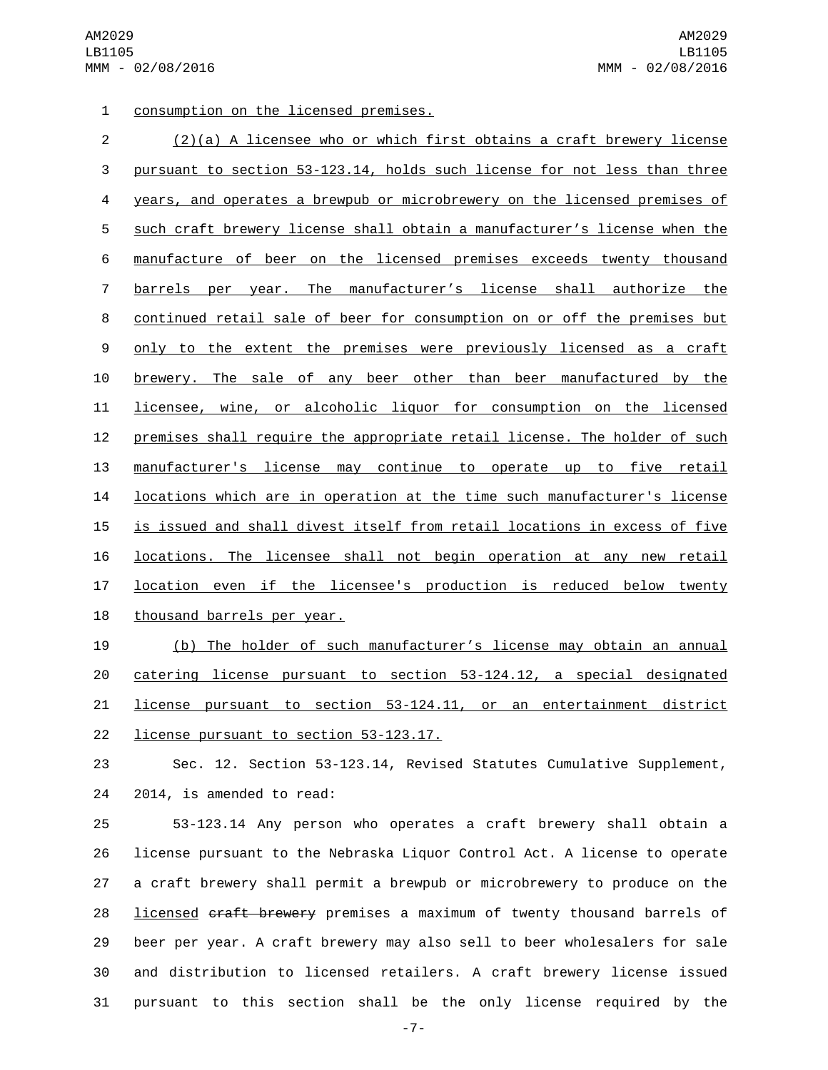consumption on the licensed premises.

(2)(a) A licensee who or which first obtains a craft brewery license pursuant to section 53-123.14, holds such license for not less than three years, and operates a brewpub or microbrewery on the licensed premises of such craft brewery license shall obtain a manufacturer’s license when the manufacture of beer on the licensed premises exceeds twenty thousand barrels per year. The manufacturer’s license shall authorize the continued retail sale of beer for consumption on or off the premises but only to the extent the premises were previously licensed as a craft brewery. The sale of any beer other than beer manufactured by the licensee, wine, or alcoholic liquor for consumption on the licensed premises shall require the appropriate retail license. The holder of such manufacturer's license may continue to operate up to five retail locations which are in operation at the time such manufacturer's license is issued and shall divest itself from retail locations in excess of five locations. The licensee shall not begin operation at any new retail location even if the licensee's production is reduced below twenty thousand barrels per year.

(b) The holder of such manufacturer’s license may obtain an annual catering license pursuant to section 53-124.12, a special designated license pursuant to section 53-124.11, or an entertainment district license pursuant to section 53-123.17.

Sec. 12. Section 53-123.14, Revised Statutes Cumulative Supplement, 2014, is amended to read:

53-123.14 Any person who operates a craft brewery shall obtain a license pursuant to the Nebraska Liquor Control Act. A license to operate a craft brewery shall permit a brewpub or microbrewery to produce on the licensed ~~craft brewery~~ premises a maximum of twenty thousand barrels of beer per year. A craft brewery may also sell to beer wholesalers for sale and distribution to licensed retailers. A craft brewery license issued pursuant to this section shall be the only license required by the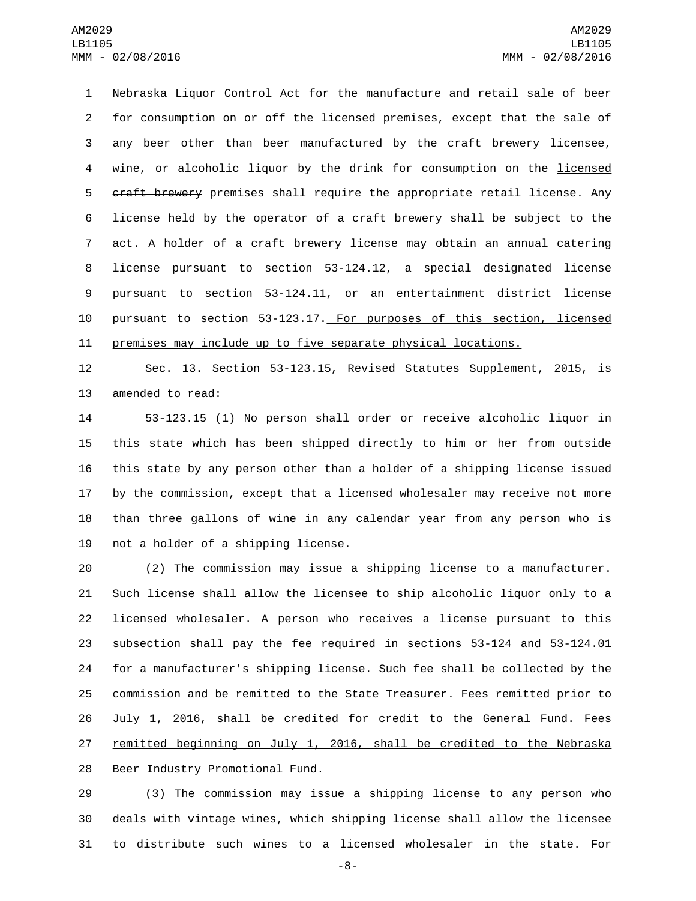Nebraska Liquor Control Act for the manufacture and retail sale of beer for consumption on or off the licensed premises, except that the sale of any beer other than beer manufactured by the craft brewery licensee, wine, or alcoholic liquor by the drink for consumption on the licensed ~~craft brewery~~ premises shall require the appropriate retail license. Any license held by the operator of a craft brewery shall be subject to the act. A holder of a craft brewery license may obtain an annual catering license pursuant to section 53-124.12, a special designated license pursuant to section 53-124.11, or an entertainment district license pursuant to section 53-123.17. For purposes of this section, licensed premises may include up to five separate physical locations.

Sec. 13. Section 53-123.15, Revised Statutes Supplement, 2015, is amended to read:

53-123.15 (1) No person shall order or receive alcoholic liquor in this state which has been shipped directly to him or her from outside this state by any person other than a holder of a shipping license issued by the commission, except that a licensed wholesaler may receive not more than three gallons of wine in any calendar year from any person who is not a holder of a shipping license.

(2) The commission may issue a shipping license to a manufacturer. Such license shall allow the licensee to ship alcoholic liquor only to a licensed wholesaler. A person who receives a license pursuant to this subsection shall pay the fee required in sections 53-124 and 53-124.01 for a manufacturer's shipping license. Such fee shall be collected by the commission and be remitted to the State Treasurer. Fees remitted prior to July 1, 2016, shall be credited ~~for credit~~ to the General Fund. Fees remitted beginning on July 1, 2016, shall be credited to the Nebraska Beer Industry Promotional Fund.

(3) The commission may issue a shipping license to any person who deals with vintage wines, which shipping license shall allow the licensee to distribute such wines to a licensed wholesaler in the state. For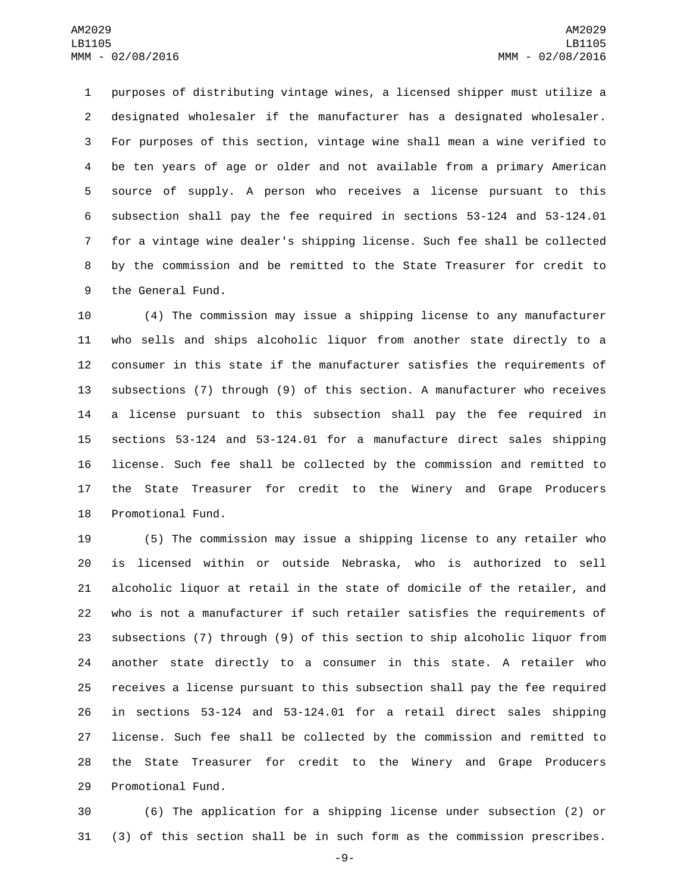purposes of distributing vintage wines, a licensed shipper must utilize a designated wholesaler if the manufacturer has a designated wholesaler. For purposes of this section, vintage wine shall mean a wine verified to be ten years of age or older and not available from a primary American source of supply. A person who receives a license pursuant to this subsection shall pay the fee required in sections 53-124 and 53-124.01 for a vintage wine dealer's shipping license. Such fee shall be collected by the commission and be remitted to the State Treasurer for credit to the General Fund.

(4) The commission may issue a shipping license to any manufacturer who sells and ships alcoholic liquor from another state directly to a consumer in this state if the manufacturer satisfies the requirements of subsections (7) through (9) of this section. A manufacturer who receives a license pursuant to this subsection shall pay the fee required in sections 53-124 and 53-124.01 for a manufacture direct sales shipping license. Such fee shall be collected by the commission and remitted to the State Treasurer for credit to the Winery and Grape Producers Promotional Fund.

(5) The commission may issue a shipping license to any retailer who is licensed within or outside Nebraska, who is authorized to sell alcoholic liquor at retail in the state of domicile of the retailer, and who is not a manufacturer if such retailer satisfies the requirements of subsections (7) through (9) of this section to ship alcoholic liquor from another state directly to a consumer in this state. A retailer who receives a license pursuant to this subsection shall pay the fee required in sections 53-124 and 53-124.01 for a retail direct sales shipping license. Such fee shall be collected by the commission and remitted to the State Treasurer for credit to the Winery and Grape Producers Promotional Fund.

(6) The application for a shipping license under subsection (2) or (3) of this section shall be in such form as the commission prescribes.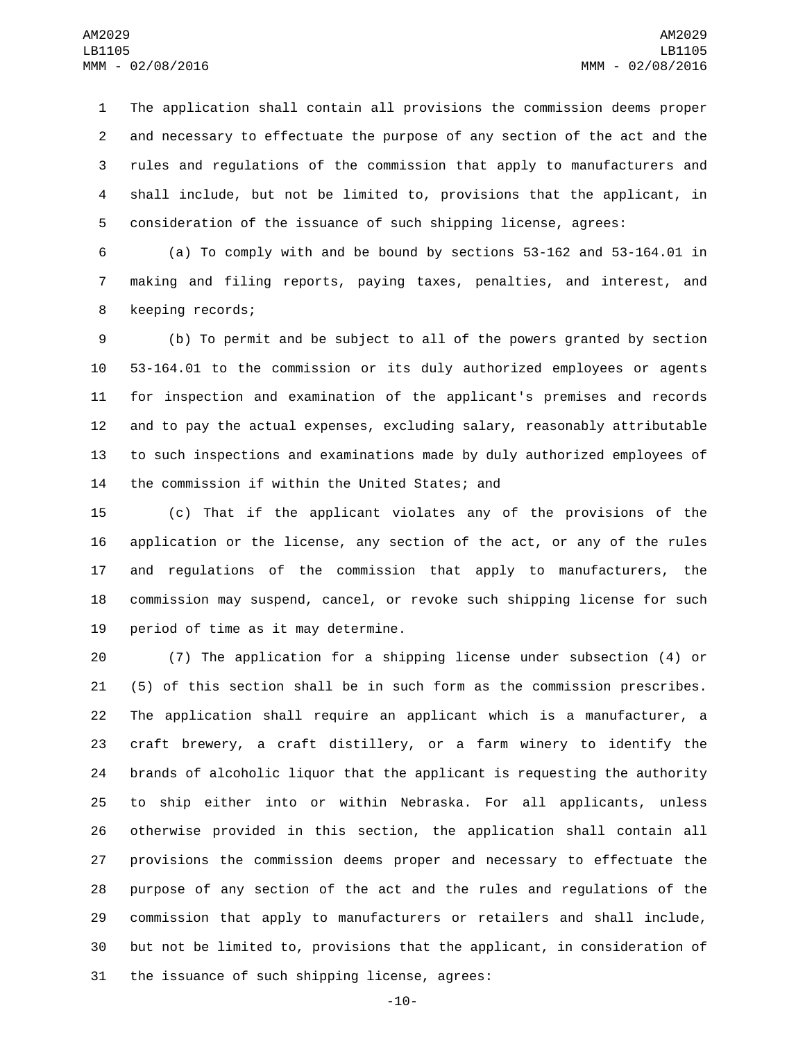The application shall contain all provisions the commission deems proper and necessary to effectuate the purpose of any section of the act and the rules and regulations of the commission that apply to manufacturers and shall include, but not be limited to, provisions that the applicant, in consideration of the issuance of such shipping license, agrees:

(a) To comply with and be bound by sections 53-162 and 53-164.01 in making and filing reports, paying taxes, penalties, and interest, and keeping records;

(b) To permit and be subject to all of the powers granted by section 53-164.01 to the commission or its duly authorized employees or agents for inspection and examination of the applicant's premises and records and to pay the actual expenses, excluding salary, reasonably attributable to such inspections and examinations made by duly authorized employees of the commission if within the United States; and

(c) That if the applicant violates any of the provisions of the application or the license, any section of the act, or any of the rules and regulations of the commission that apply to manufacturers, the commission may suspend, cancel, or revoke such shipping license for such period of time as it may determine.

(7) The application for a shipping license under subsection (4) or (5) of this section shall be in such form as the commission prescribes. The application shall require an applicant which is a manufacturer, a craft brewery, a craft distillery, or a farm winery to identify the brands of alcoholic liquor that the applicant is requesting the authority to ship either into or within Nebraska. For all applicants, unless otherwise provided in this section, the application shall contain all provisions the commission deems proper and necessary to effectuate the purpose of any section of the act and the rules and regulations of the commission that apply to manufacturers or retailers and shall include, but not be limited to, provisions that the applicant, in consideration of the issuance of such shipping license, agrees: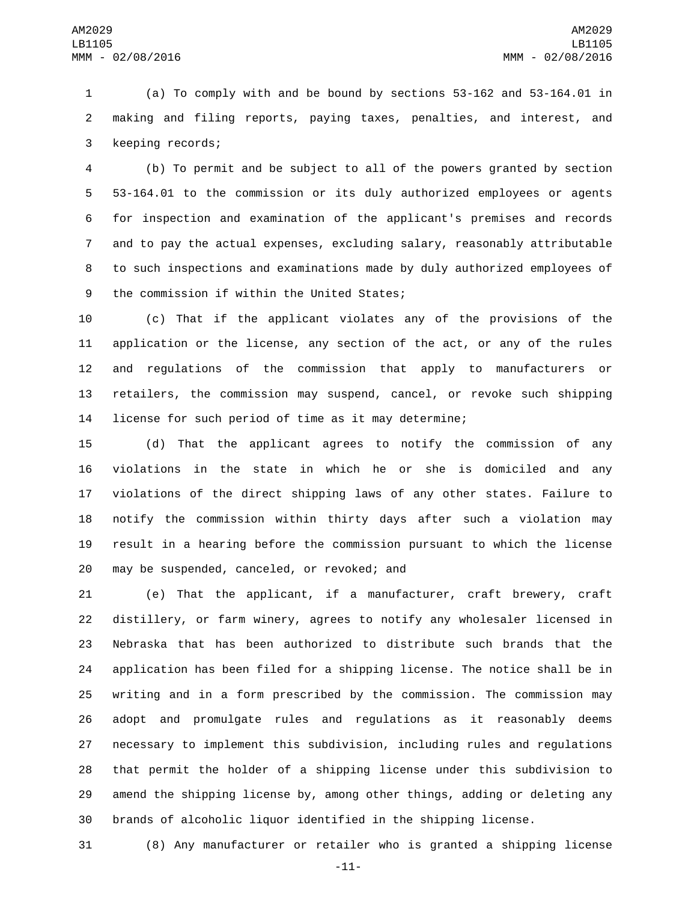(a) To comply with and be bound by sections 53-162 and 53-164.01 in making and filing reports, paying taxes, penalties, and interest, and keeping records;

(b) To permit and be subject to all of the powers granted by section 53-164.01 to the commission or its duly authorized employees or agents for inspection and examination of the applicant's premises and records and to pay the actual expenses, excluding salary, reasonably attributable to such inspections and examinations made by duly authorized employees of the commission if within the United States;

(c) That if the applicant violates any of the provisions of the application or the license, any section of the act, or any of the rules and regulations of the commission that apply to manufacturers or retailers, the commission may suspend, cancel, or revoke such shipping license for such period of time as it may determine;

(d) That the applicant agrees to notify the commission of any violations in the state in which he or she is domiciled and any violations of the direct shipping laws of any other states. Failure to notify the commission within thirty days after such a violation may result in a hearing before the commission pursuant to which the license may be suspended, canceled, or revoked; and

(e) That the applicant, if a manufacturer, craft brewery, craft distillery, or farm winery, agrees to notify any wholesaler licensed in Nebraska that has been authorized to distribute such brands that the application has been filed for a shipping license. The notice shall be in writing and in a form prescribed by the commission. The commission may adopt and promulgate rules and regulations as it reasonably deems necessary to implement this subdivision, including rules and regulations that permit the holder of a shipping license under this subdivision to amend the shipping license by, among other things, adding or deleting any brands of alcoholic liquor identified in the shipping license.

(8) Any manufacturer or retailer who is granted a shipping license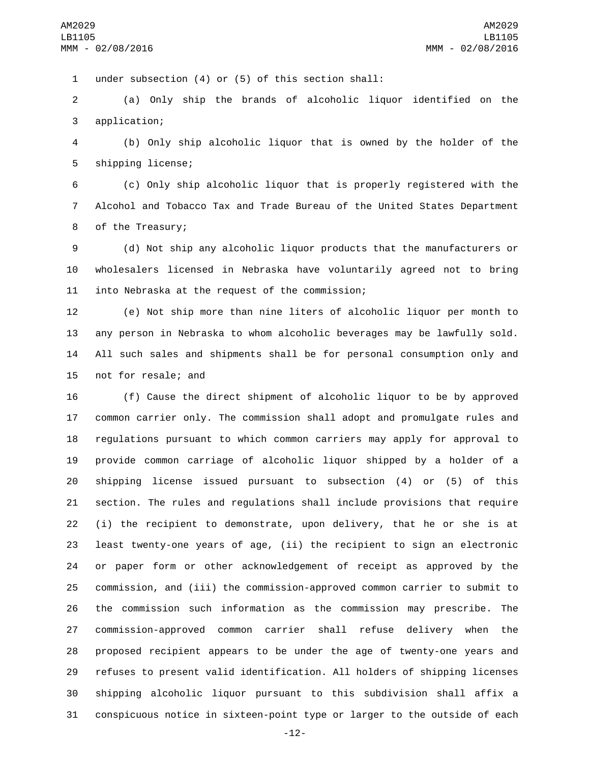under subsection (4) or (5) of this section shall:

(a) Only ship the brands of alcoholic liquor identified on the application;

(b) Only ship alcoholic liquor that is owned by the holder of the shipping license;

(c) Only ship alcoholic liquor that is properly registered with the Alcohol and Tobacco Tax and Trade Bureau of the United States Department of the Treasury;

(d) Not ship any alcoholic liquor products that the manufacturers or wholesalers licensed in Nebraska have voluntarily agreed not to bring into Nebraska at the request of the commission;

(e) Not ship more than nine liters of alcoholic liquor per month to any person in Nebraska to whom alcoholic beverages may be lawfully sold. All such sales and shipments shall be for personal consumption only and not for resale; and

(f) Cause the direct shipment of alcoholic liquor to be by approved common carrier only. The commission shall adopt and promulgate rules and regulations pursuant to which common carriers may apply for approval to provide common carriage of alcoholic liquor shipped by a holder of a shipping license issued pursuant to subsection (4) or (5) of this section. The rules and regulations shall include provisions that require (i) the recipient to demonstrate, upon delivery, that he or she is at least twenty-one years of age, (ii) the recipient to sign an electronic or paper form or other acknowledgement of receipt as approved by the commission, and (iii) the commission-approved common carrier to submit to the commission such information as the commission may prescribe. The commission-approved common carrier shall refuse delivery when the proposed recipient appears to be under the age of twenty-one years and refuses to present valid identification. All holders of shipping licenses shipping alcoholic liquor pursuant to this subdivision shall affix a conspicuous notice in sixteen-point type or larger to the outside of each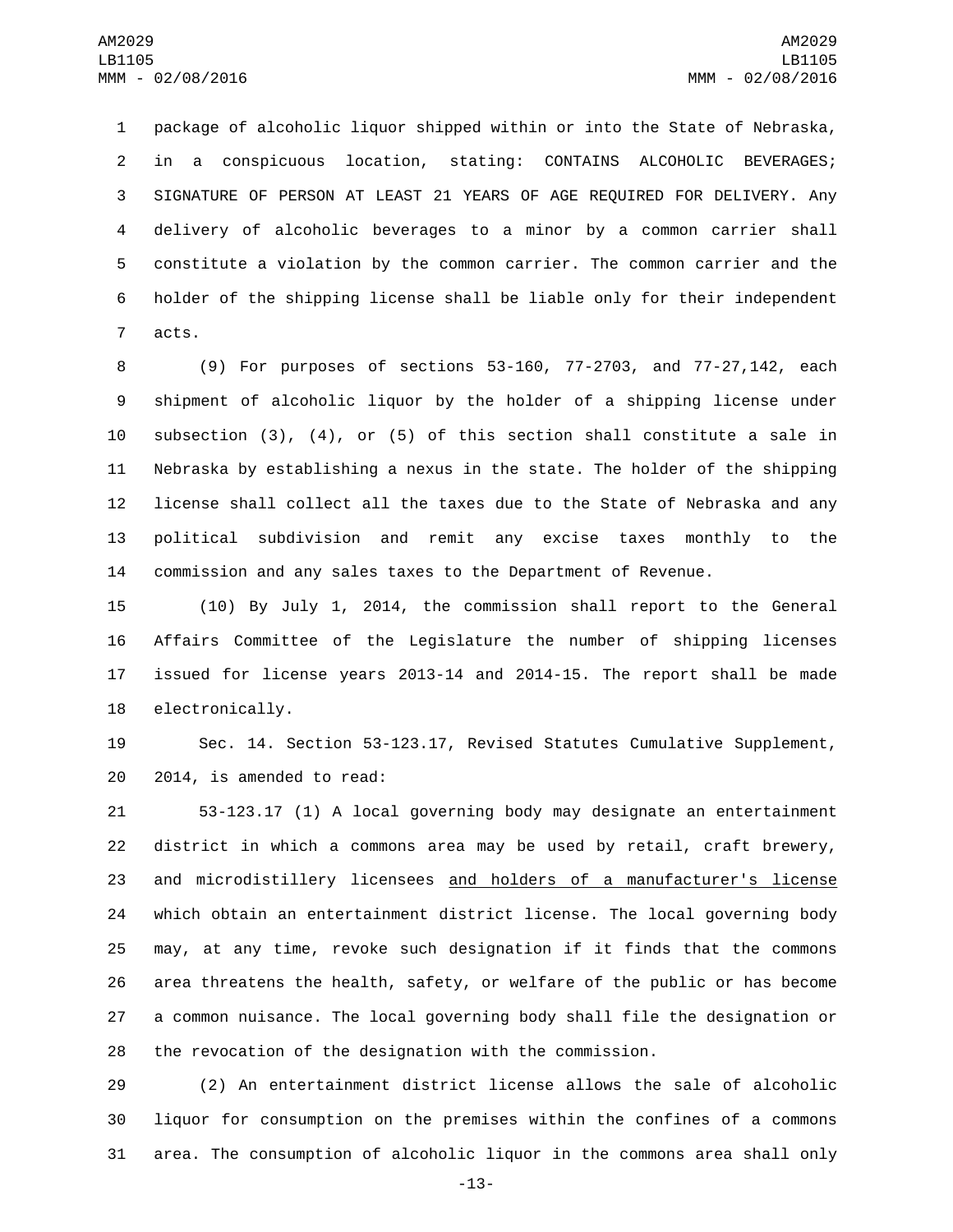package of alcoholic liquor shipped within or into the State of Nebraska, in a conspicuous location, stating: CONTAINS ALCOHOLIC BEVERAGES; SIGNATURE OF PERSON AT LEAST 21 YEARS OF AGE REQUIRED FOR DELIVERY. Any delivery of alcoholic beverages to a minor by a common carrier shall constitute a violation by the common carrier. The common carrier and the holder of the shipping license shall be liable only for their independent acts.

(9) For purposes of sections 53-160, 77-2703, and 77-27,142, each shipment of alcoholic liquor by the holder of a shipping license under subsection (3), (4), or (5) of this section shall constitute a sale in Nebraska by establishing a nexus in the state. The holder of the shipping license shall collect all the taxes due to the State of Nebraska and any political subdivision and remit any excise taxes monthly to the commission and any sales taxes to the Department of Revenue.

(10) By July 1, 2014, the commission shall report to the General Affairs Committee of the Legislature the number of shipping licenses issued for license years 2013-14 and 2014-15. The report shall be made electronically.

Sec. 14. Section 53-123.17, Revised Statutes Cumulative Supplement, 2014, is amended to read:

53-123.17 (1) A local governing body may designate an entertainment district in which a commons area may be used by retail, craft brewery, and microdistillery licensees <u>and holders of a manufacturer's license</u> which obtain an entertainment district license. The local governing body may, at any time, revoke such designation if it finds that the commons area threatens the health, safety, or welfare of the public or has become a common nuisance. The local governing body shall file the designation or the revocation of the designation with the commission.

(2) An entertainment district license allows the sale of alcoholic liquor for consumption on the premises within the confines of a commons area. The consumption of alcoholic liquor in the commons area shall only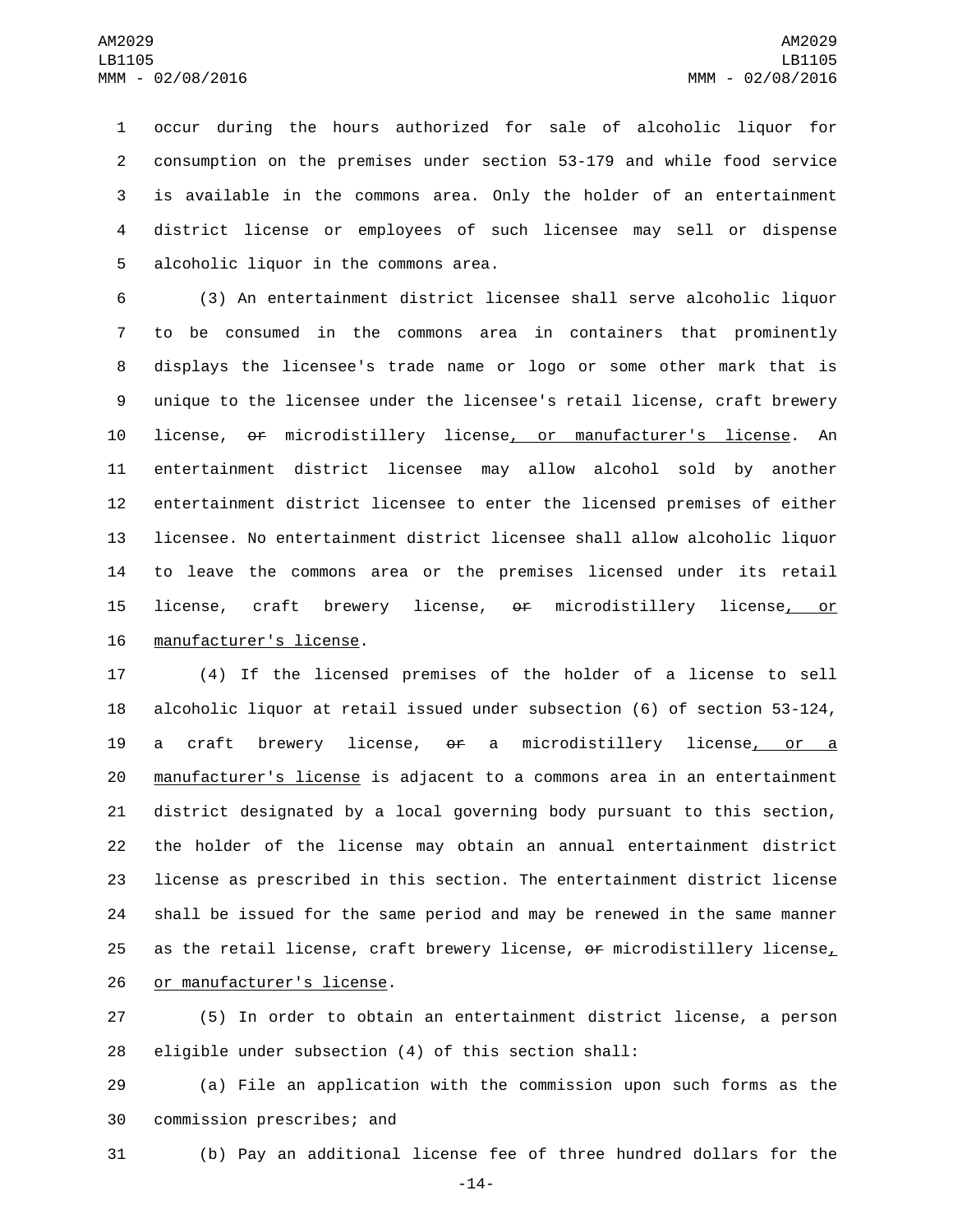occur during the hours authorized for sale of alcoholic liquor for consumption on the premises under section 53-179 and while food service is available in the commons area. Only the holder of an entertainment district license or employees of such licensee may sell or dispense alcoholic liquor in the commons area.

(3) An entertainment district licensee shall serve alcoholic liquor to be consumed in the commons area in containers that prominently displays the licensee's trade name or logo or some other mark that is unique to the licensee under the licensee's retail license, craft brewery license, ~~or~~ microdistillery license, or manufacturer's license. An entertainment district licensee may allow alcohol sold by another entertainment district licensee to enter the licensed premises of either licensee. No entertainment district licensee shall allow alcoholic liquor to leave the commons area or the premises licensed under its retail license, craft brewery license, ~~or~~ microdistillery license, or manufacturer's license.

(4) If the licensed premises of the holder of a license to sell alcoholic liquor at retail issued under subsection (6) of section 53-124, a craft brewery license, ~~or~~ a microdistillery license, or a manufacturer's license is adjacent to a commons area in an entertainment district designated by a local governing body pursuant to this section, the holder of the license may obtain an annual entertainment district license as prescribed in this section. The entertainment district license shall be issued for the same period and may be renewed in the same manner as the retail license, craft brewery license, ~~or~~ microdistillery license, or manufacturer's license.

(5) In order to obtain an entertainment district license, a person eligible under subsection (4) of this section shall:

(a) File an application with the commission upon such forms as the commission prescribes; and

(b) Pay an additional license fee of three hundred dollars for the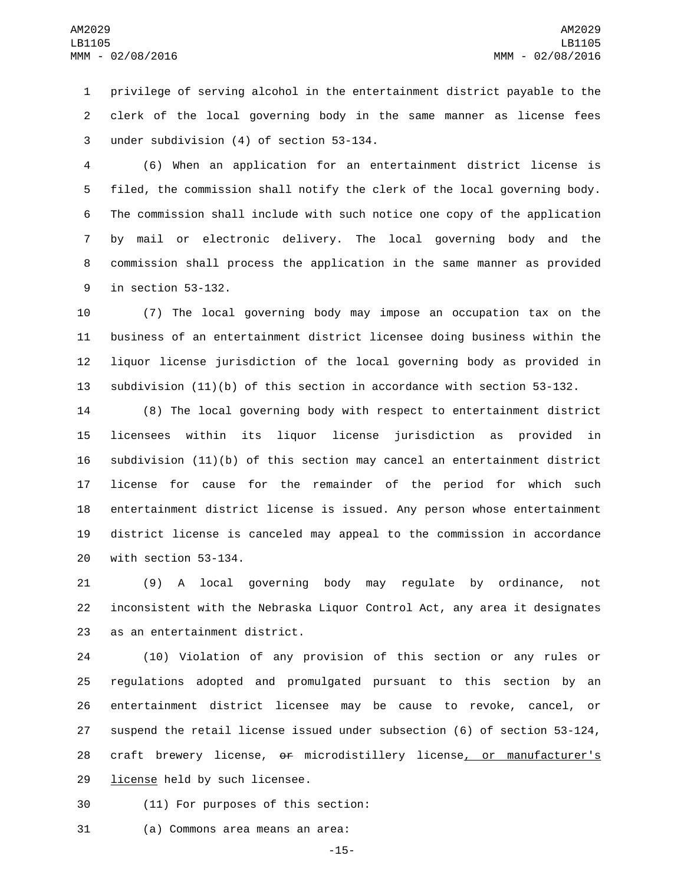privilege of serving alcohol in the entertainment district payable to the clerk of the local governing body in the same manner as license fees under subdivision (4) of section 53-134.

(6) When an application for an entertainment district license is filed, the commission shall notify the clerk of the local governing body. The commission shall include with such notice one copy of the application by mail or electronic delivery. The local governing body and the commission shall process the application in the same manner as provided in section 53-132.

(7) The local governing body may impose an occupation tax on the business of an entertainment district licensee doing business within the liquor license jurisdiction of the local governing body as provided in subdivision (11)(b) of this section in accordance with section 53-132.

(8) The local governing body with respect to entertainment district licensees within its liquor license jurisdiction as provided in subdivision (11)(b) of this section may cancel an entertainment district license for cause for the remainder of the period for which such entertainment district license is issued. Any person whose entertainment district license is canceled may appeal to the commission in accordance with section 53-134.

(9) A local governing body may regulate by ordinance, not inconsistent with the Nebraska Liquor Control Act, any area it designates as an entertainment district.

(10) Violation of any provision of this section or any rules or regulations adopted and promulgated pursuant to this section by an entertainment district licensee may be cause to revoke, cancel, or suspend the retail license issued under subsection (6) of section 53-124, craft brewery license, ~~or~~ microdistillery license, or manufacturer's license held by such licensee.

(11) For purposes of this section:

(a) Commons area means an area: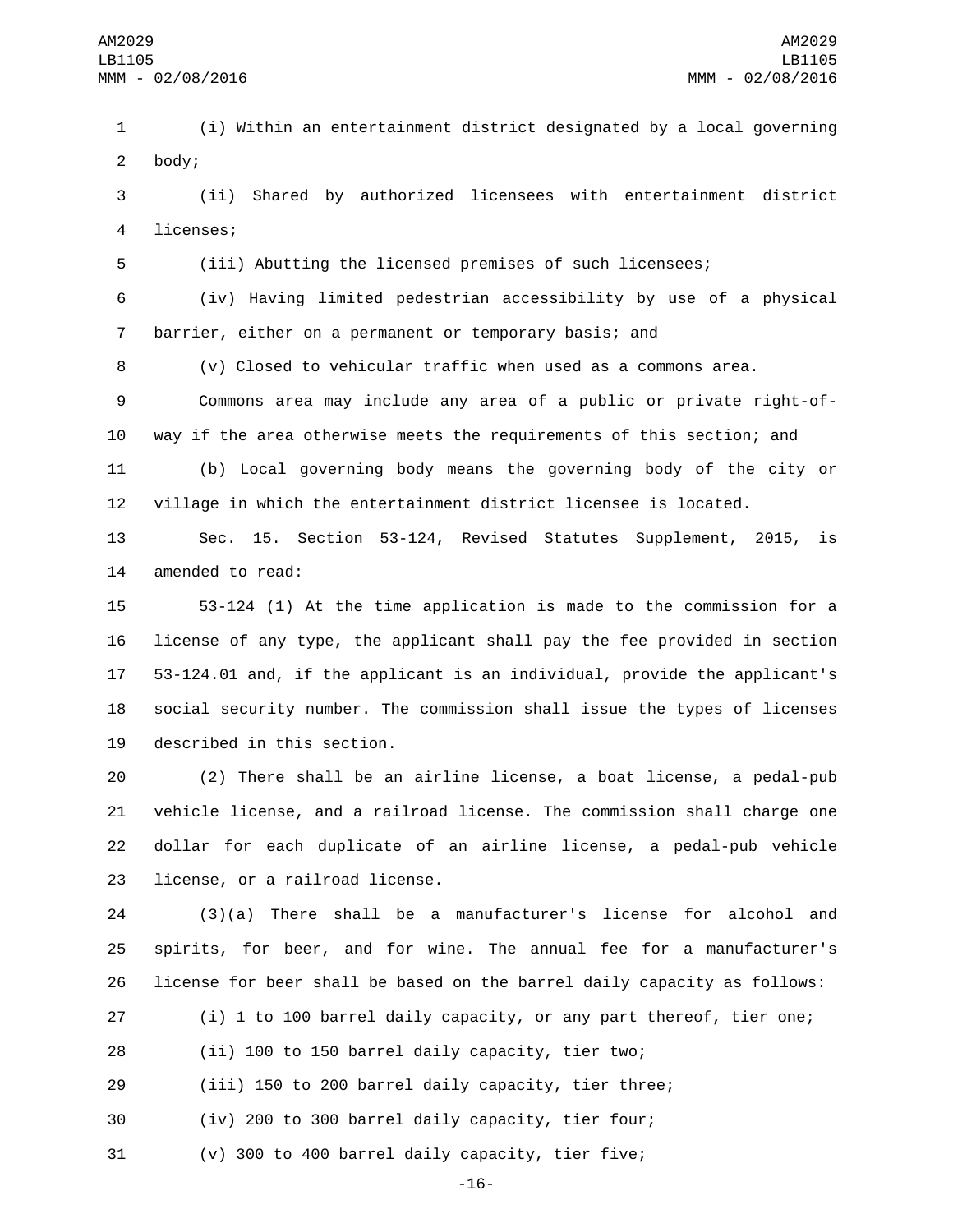(i) Within an entertainment district designated by a local governing body;

(ii) Shared by authorized licensees with entertainment district licenses;

(iii) Abutting the licensed premises of such licensees;

(iv) Having limited pedestrian accessibility by use of a physical barrier, either on a permanent or temporary basis; and

(v) Closed to vehicular traffic when used as a commons area.

Commons area may include any area of a public or private right-of-way if the area otherwise meets the requirements of this section; and

(b) Local governing body means the governing body of the city or village in which the entertainment district licensee is located.

Sec. 15. Section 53-124, Revised Statutes Supplement, 2015, is amended to read:

53-124 (1) At the time application is made to the commission for a license of any type, the applicant shall pay the fee provided in section 53-124.01 and, if the applicant is an individual, provide the applicant's social security number. The commission shall issue the types of licenses described in this section.

(2) There shall be an airline license, a boat license, a pedal-pub vehicle license, and a railroad license. The commission shall charge one dollar for each duplicate of an airline license, a pedal-pub vehicle license, or a railroad license.

(3)(a) There shall be a manufacturer's license for alcohol and spirits, for beer, and for wine. The annual fee for a manufacturer's license for beer shall be based on the barrel daily capacity as follows:

(i) 1 to 100 barrel daily capacity, or any part thereof, tier one;

(ii) 100 to 150 barrel daily capacity, tier two;

(iii) 150 to 200 barrel daily capacity, tier three;

(iv) 200 to 300 barrel daily capacity, tier four;

(v) 300 to 400 barrel daily capacity, tier five;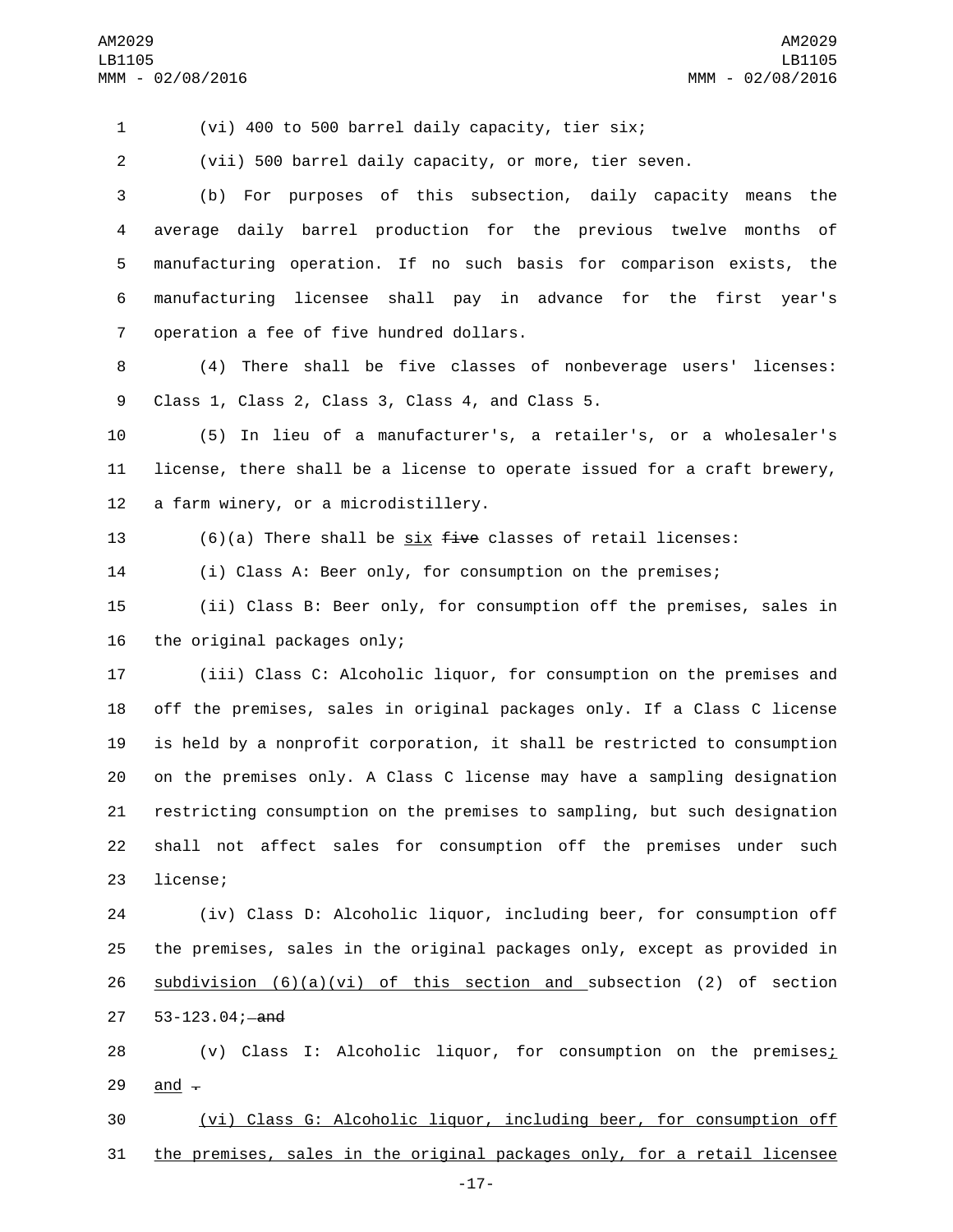(vi) 400 to 500 barrel daily capacity, tier six;

(vii) 500 barrel daily capacity, or more, tier seven.

(b) For purposes of this subsection, daily capacity means the average daily barrel production for the previous twelve months of manufacturing operation. If no such basis for comparison exists, the manufacturing licensee shall pay in advance for the first year's operation a fee of five hundred dollars.

(4) There shall be five classes of nonbeverage users' licenses: Class 1, Class 2, Class 3, Class 4, and Class 5.

(5) In lieu of a manufacturer's, a retailer's, or a wholesaler's license, there shall be a license to operate issued for a craft brewery, a farm winery, or a microdistillery.

(6)(a) There shall be six ~~five~~ classes of retail licenses:

(i) Class A: Beer only, for consumption on the premises;

(ii) Class B: Beer only, for consumption off the premises, sales in the original packages only;

(iii) Class C: Alcoholic liquor, for consumption on the premises and off the premises, sales in original packages only. If a Class C license is held by a nonprofit corporation, it shall be restricted to consumption on the premises only. A Class C license may have a sampling designation restricting consumption on the premises to sampling, but such designation shall not affect sales for consumption off the premises under such license;

(iv) Class D: Alcoholic liquor, including beer, for consumption off the premises, sales in the original packages only, except as provided in subdivision (6)(a)(vi) of this section and subsection (2) of section 53-123.04; ~~and~~

(v) Class I: Alcoholic liquor, for consumption on the premises; and ~~.~~

(vi) Class G: Alcoholic liquor, including beer, for consumption off the premises, sales in the original packages only, for a retail licensee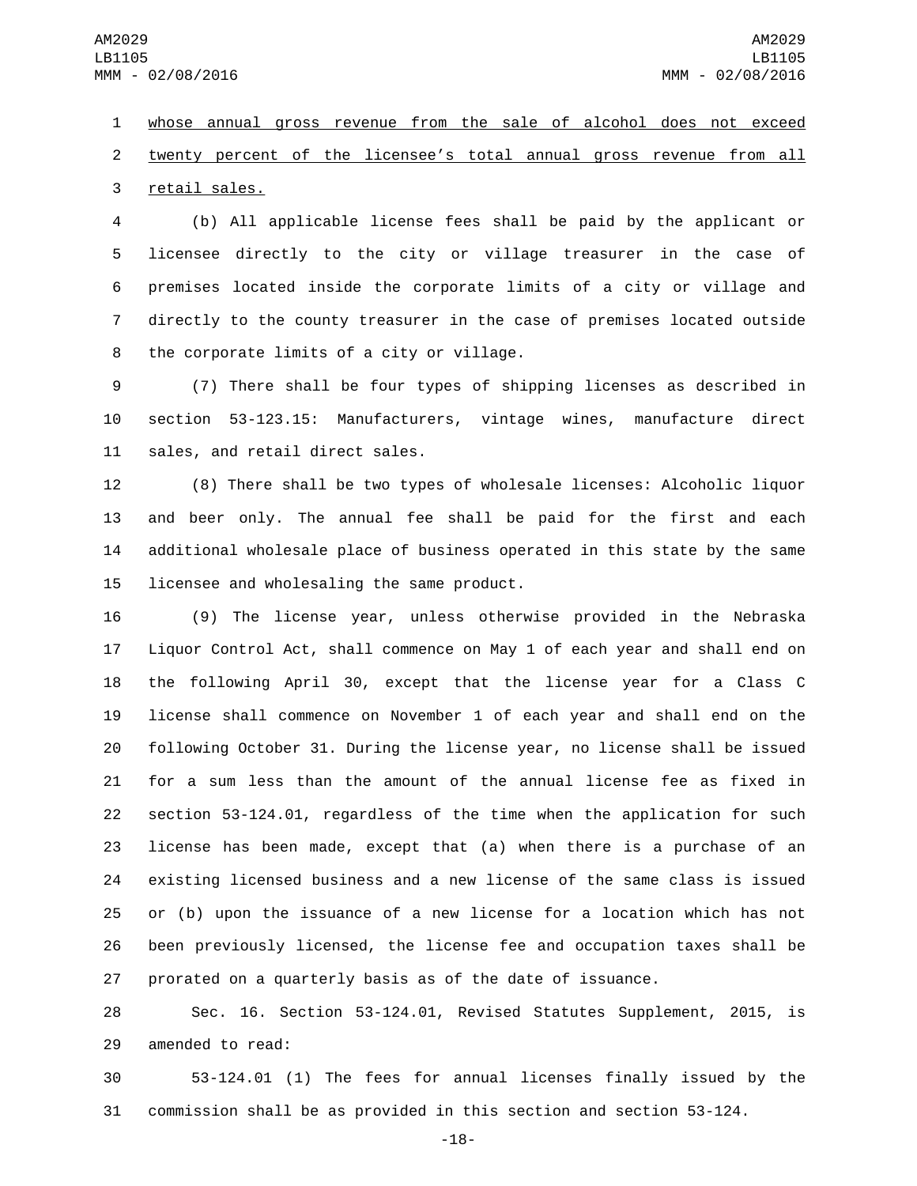whose annual gross revenue from the sale of alcohol does not exceed twenty percent of the licensee's total annual gross revenue from all retail sales.

(b) All applicable license fees shall be paid by the applicant or licensee directly to the city or village treasurer in the case of premises located inside the corporate limits of a city or village and directly to the county treasurer in the case of premises located outside the corporate limits of a city or village.

(7) There shall be four types of shipping licenses as described in section 53-123.15: Manufacturers, vintage wines, manufacture direct sales, and retail direct sales.

(8) There shall be two types of wholesale licenses: Alcoholic liquor and beer only. The annual fee shall be paid for the first and each additional wholesale place of business operated in this state by the same licensee and wholesaling the same product.

(9) The license year, unless otherwise provided in the Nebraska Liquor Control Act, shall commence on May 1 of each year and shall end on the following April 30, except that the license year for a Class C license shall commence on November 1 of each year and shall end on the following October 31. During the license year, no license shall be issued for a sum less than the amount of the annual license fee as fixed in section 53-124.01, regardless of the time when the application for such license has been made, except that (a) when there is a purchase of an existing licensed business and a new license of the same class is issued or (b) upon the issuance of a new license for a location which has not been previously licensed, the license fee and occupation taxes shall be prorated on a quarterly basis as of the date of issuance.

Sec. 16. Section 53-124.01, Revised Statutes Supplement, 2015, is amended to read:

53-124.01 (1) The fees for annual licenses finally issued by the commission shall be as provided in this section and section 53-124.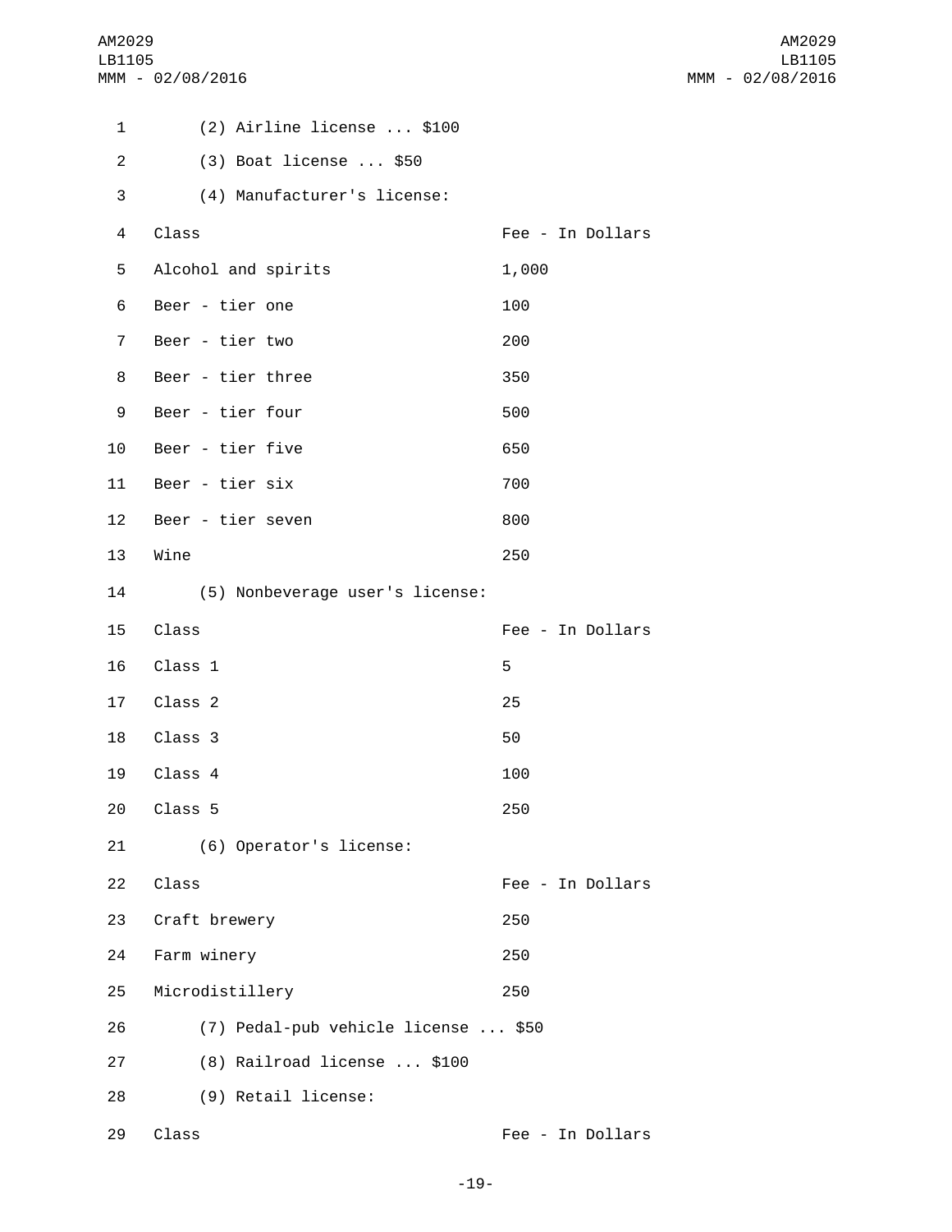(2) Airline license ... $100

(3) Boat license ... $50

(4) Manufacturer's license:

| Class | Fee - In Dollars |
|---|---|
| Alcohol and spirits | 1,000 |
| Beer - tier one | 100 |
| Beer - tier two | 200 |
| Beer - tier three | 350 |
| Beer - tier four | 500 |
| Beer - tier five | 650 |
| Beer - tier six | 700 |
| Beer - tier seven | 800 |
| Wine | 250 |

(5) Nonbeverage user's license:

| Class | Fee - In Dollars |
|---|---|
| Class 1 | 5 |
| Class 2 | 25 |
| Class 3 | 50 |
| Class 4 | 100 |
| Class 5 | 250 |

(6) Operator's license:

| Class | Fee - In Dollars |
|---|---|
| Craft brewery | 250 |
| Farm winery | 250 |
| Microdistillery | 250 |

(7) Pedal-pub vehicle license ... $50

(8) Railroad license ... $100

(9) Retail license:

| Class | Fee - In Dollars |
|---|---|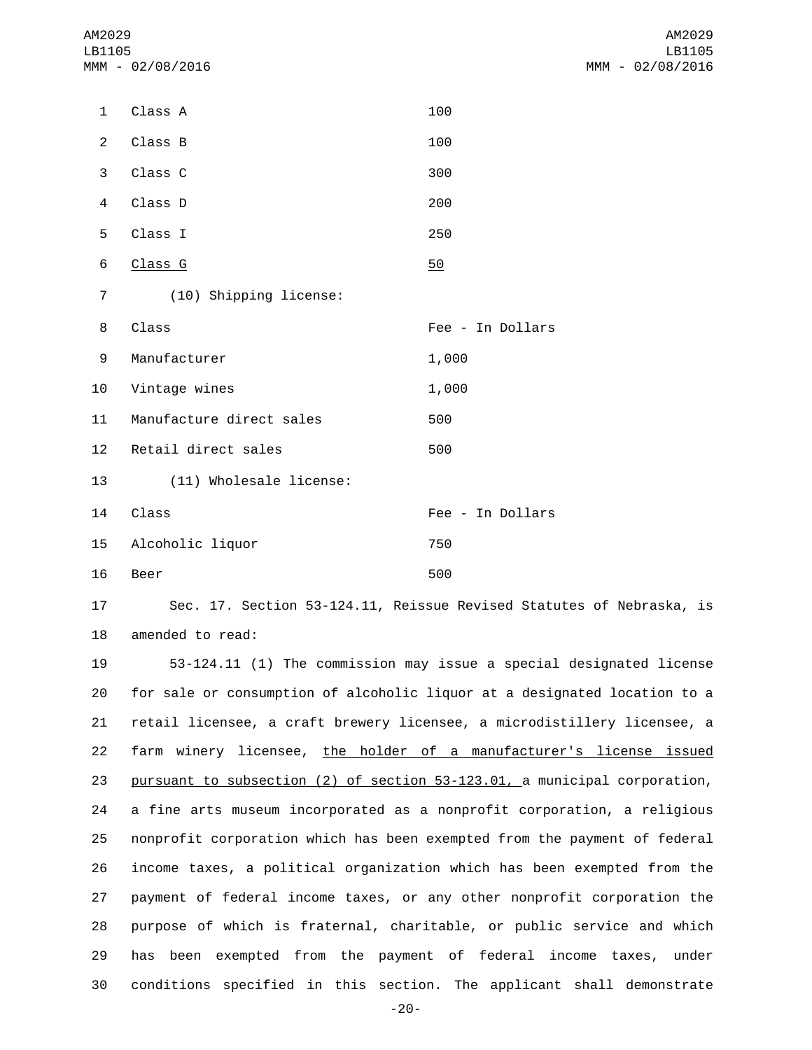| | |
|---|---|
| Class A | 100 |
| Class B | 100 |
| Class C | 300 |
| Class D | 200 |
| Class I | 250 |
| <u>Class G</u> | <u>50</u> |

(10) Shipping license:

| Class | Fee - In Dollars |
|---|---|
| Manufacturer | 1,000 |
| Vintage wines | 1,000 |
| Manufacture direct sales | 500 |
| Retail direct sales | 500 |

(11) Wholesale license:

| Class | Fee - In Dollars |
|---|---|
| Alcoholic liquor | 750 |
| Beer | 500 |

Sec. 17. Section 53-124.11, Reissue Revised Statutes of Nebraska, is amended to read:

53-124.11 (1) The commission may issue a special designated license for sale or consumption of alcoholic liquor at a designated location to a retail licensee, a craft brewery licensee, a microdistillery licensee, a farm winery licensee, <u>the holder of a manufacturer's license issued pursuant to subsection (2) of section 53-123.01,</u> a municipal corporation, a fine arts museum incorporated as a nonprofit corporation, a religious nonprofit corporation which has been exempted from the payment of federal income taxes, a political organization which has been exempted from the payment of federal income taxes, or any other nonprofit corporation the purpose of which is fraternal, charitable, or public service and which has been exempted from the payment of federal income taxes, under conditions specified in this section. The applicant shall demonstrate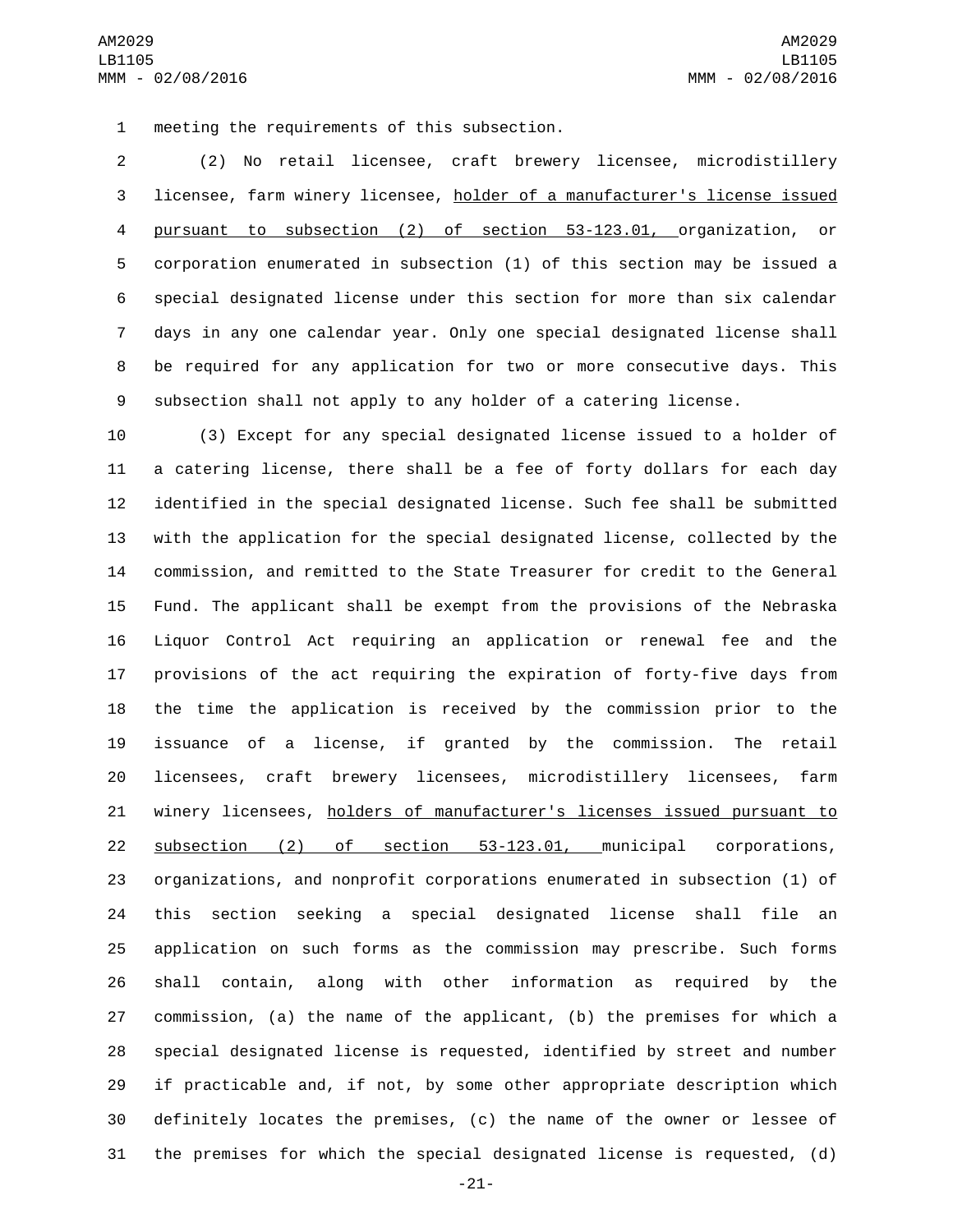meeting the requirements of this subsection.

(2) No retail licensee, craft brewery licensee, microdistillery licensee, farm winery licensee, <u>holder of a manufacturer's license issued pursuant to subsection (2) of section 53-123.01,</u> organization, or corporation enumerated in subsection (1) of this section may be issued a special designated license under this section for more than six calendar days in any one calendar year. Only one special designated license shall be required for any application for two or more consecutive days. This subsection shall not apply to any holder of a catering license.

(3) Except for any special designated license issued to a holder of a catering license, there shall be a fee of forty dollars for each day identified in the special designated license. Such fee shall be submitted with the application for the special designated license, collected by the commission, and remitted to the State Treasurer for credit to the General Fund. The applicant shall be exempt from the provisions of the Nebraska Liquor Control Act requiring an application or renewal fee and the provisions of the act requiring the expiration of forty-five days from the time the application is received by the commission prior to the issuance of a license, if granted by the commission. The retail licensees, craft brewery licensees, microdistillery licensees, farm winery licensees, <u>holders of manufacturer's licenses issued pursuant to subsection (2) of section 53-123.01,</u> municipal corporations, organizations, and nonprofit corporations enumerated in subsection (1) of this section seeking a special designated license shall file an application on such forms as the commission may prescribe. Such forms shall contain, along with other information as required by the commission, (a) the name of the applicant, (b) the premises for which a special designated license is requested, identified by street and number if practicable and, if not, by some other appropriate description which definitely locates the premises, (c) the name of the owner or lessee of the premises for which the special designated license is requested, (d)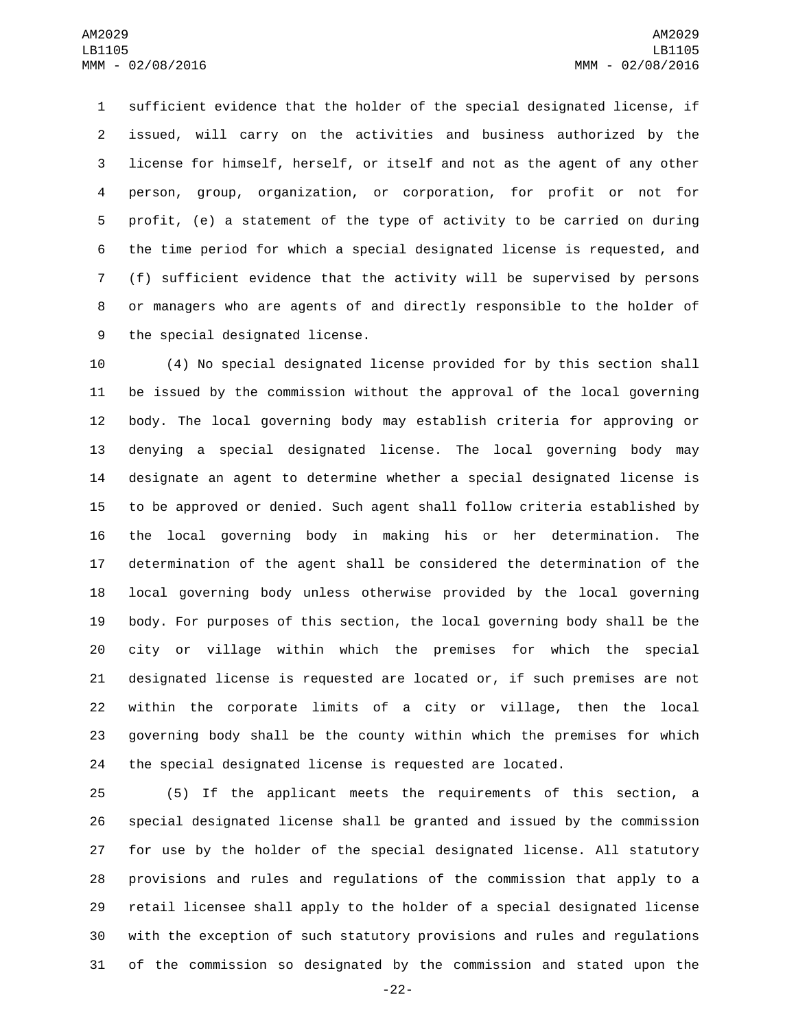sufficient evidence that the holder of the special designated license, if issued, will carry on the activities and business authorized by the license for himself, herself, or itself and not as the agent of any other person, group, organization, or corporation, for profit or not for profit, (e) a statement of the type of activity to be carried on during the time period for which a special designated license is requested, and (f) sufficient evidence that the activity will be supervised by persons or managers who are agents of and directly responsible to the holder of the special designated license.

(4) No special designated license provided for by this section shall be issued by the commission without the approval of the local governing body. The local governing body may establish criteria for approving or denying a special designated license. The local governing body may designate an agent to determine whether a special designated license is to be approved or denied. Such agent shall follow criteria established by the local governing body in making his or her determination. The determination of the agent shall be considered the determination of the local governing body unless otherwise provided by the local governing body. For purposes of this section, the local governing body shall be the city or village within which the premises for which the special designated license is requested are located or, if such premises are not within the corporate limits of a city or village, then the local governing body shall be the county within which the premises for which the special designated license is requested are located.

(5) If the applicant meets the requirements of this section, a special designated license shall be granted and issued by the commission for use by the holder of the special designated license. All statutory provisions and rules and regulations of the commission that apply to a retail licensee shall apply to the holder of a special designated license with the exception of such statutory provisions and rules and regulations of the commission so designated by the commission and stated upon the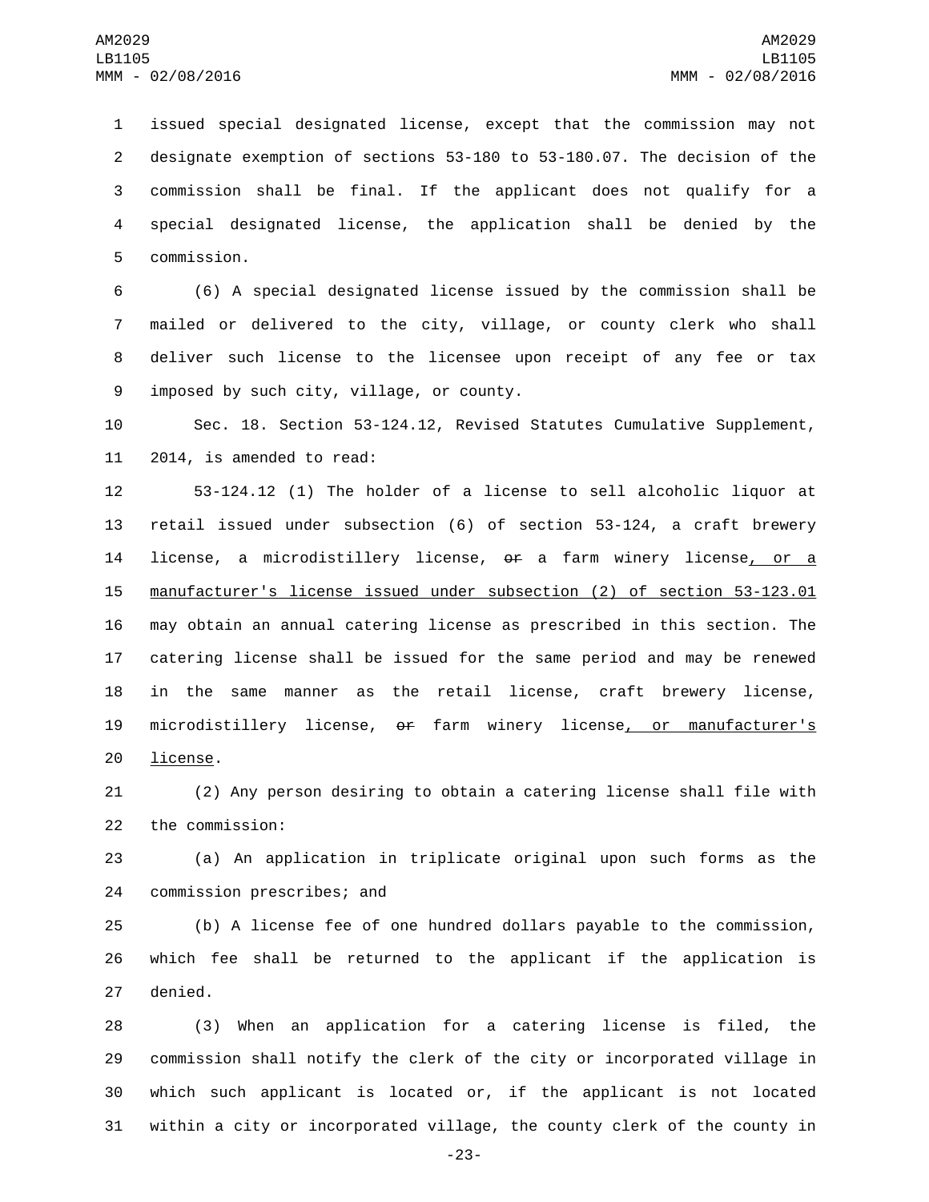issued special designated license, except that the commission may not designate exemption of sections 53-180 to 53-180.07. The decision of the commission shall be final. If the applicant does not qualify for a special designated license, the application shall be denied by the commission.

(6) A special designated license issued by the commission shall be mailed or delivered to the city, village, or county clerk who shall deliver such license to the licensee upon receipt of any fee or tax imposed by such city, village, or county.

Sec. 18. Section 53-124.12, Revised Statutes Cumulative Supplement, 2014, is amended to read:

53-124.12 (1) The holder of a license to sell alcoholic liquor at retail issued under subsection (6) of section 53-124, a craft brewery license, a microdistillery license, ~~or~~ a farm winery license, or a manufacturer's license issued under subsection (2) of section 53-123.01 may obtain an annual catering license as prescribed in this section. The catering license shall be issued for the same period and may be renewed in the same manner as the retail license, craft brewery license, microdistillery license, ~~or~~ farm winery license, or manufacturer's license.

(2) Any person desiring to obtain a catering license shall file with the commission:

(a) An application in triplicate original upon such forms as the commission prescribes; and

(b) A license fee of one hundred dollars payable to the commission, which fee shall be returned to the applicant if the application is denied.

(3) When an application for a catering license is filed, the commission shall notify the clerk of the city or incorporated village in which such applicant is located or, if the applicant is not located within a city or incorporated village, the county clerk of the county in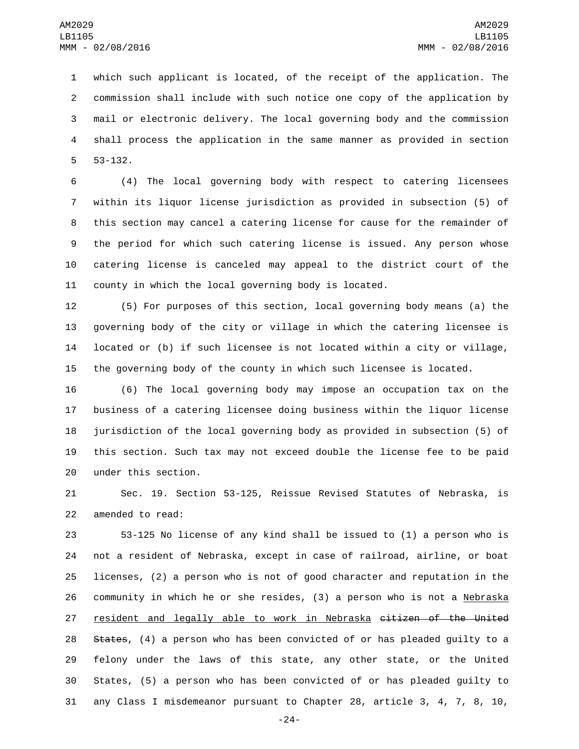which such applicant is located, of the receipt of the application. The commission shall include with such notice one copy of the application by mail or electronic delivery. The local governing body and the commission shall process the application in the same manner as provided in section 53-132.

(4) The local governing body with respect to catering licensees within its liquor license jurisdiction as provided in subsection (5) of this section may cancel a catering license for cause for the remainder of the period for which such catering license is issued. Any person whose catering license is canceled may appeal to the district court of the county in which the local governing body is located.

(5) For purposes of this section, local governing body means (a) the governing body of the city or village in which the catering licensee is located or (b) if such licensee is not located within a city or village, the governing body of the county in which such licensee is located.

(6) The local governing body may impose an occupation tax on the business of a catering licensee doing business within the liquor license jurisdiction of the local governing body as provided in subsection (5) of this section. Such tax may not exceed double the license fee to be paid under this section.

Sec. 19. Section 53-125, Reissue Revised Statutes of Nebraska, is amended to read:

53-125 No license of any kind shall be issued to (1) a person who is not a resident of Nebraska, except in case of railroad, airline, or boat licenses, (2) a person who is not of good character and reputation in the community in which he or she resides, (3) a person who is not a <u>Nebraska resident and legally able to work in Nebraska</u> ~~citizen of the United States~~, (4) a person who has been convicted of or has pleaded guilty to a felony under the laws of this state, any other state, or the United States, (5) a person who has been convicted of or has pleaded guilty to any Class I misdemeanor pursuant to Chapter 28, article 3, 4, 7, 8, 10,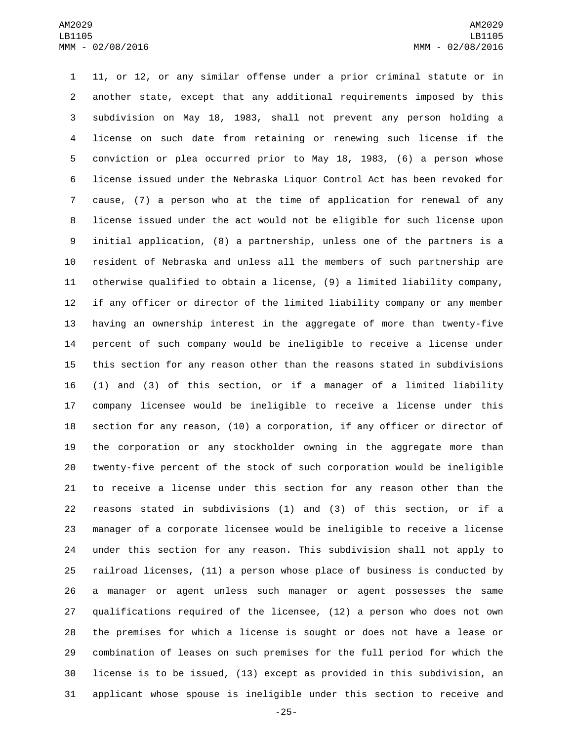11, or 12, or any similar offense under a prior criminal statute or in another state, except that any additional requirements imposed by this subdivision on May 18, 1983, shall not prevent any person holding a license on such date from retaining or renewing such license if the conviction or plea occurred prior to May 18, 1983, (6) a person whose license issued under the Nebraska Liquor Control Act has been revoked for cause, (7) a person who at the time of application for renewal of any license issued under the act would not be eligible for such license upon initial application, (8) a partnership, unless one of the partners is a resident of Nebraska and unless all the members of such partnership are otherwise qualified to obtain a license, (9) a limited liability company, if any officer or director of the limited liability company or any member having an ownership interest in the aggregate of more than twenty-five percent of such company would be ineligible to receive a license under this section for any reason other than the reasons stated in subdivisions (1) and (3) of this section, or if a manager of a limited liability company licensee would be ineligible to receive a license under this section for any reason, (10) a corporation, if any officer or director of the corporation or any stockholder owning in the aggregate more than twenty-five percent of the stock of such corporation would be ineligible to receive a license under this section for any reason other than the reasons stated in subdivisions (1) and (3) of this section, or if a manager of a corporate licensee would be ineligible to receive a license under this section for any reason. This subdivision shall not apply to railroad licenses, (11) a person whose place of business is conducted by a manager or agent unless such manager or agent possesses the same qualifications required of the licensee, (12) a person who does not own the premises for which a license is sought or does not have a lease or combination of leases on such premises for the full period for which the license is to be issued, (13) except as provided in this subdivision, an applicant whose spouse is ineligible under this section to receive and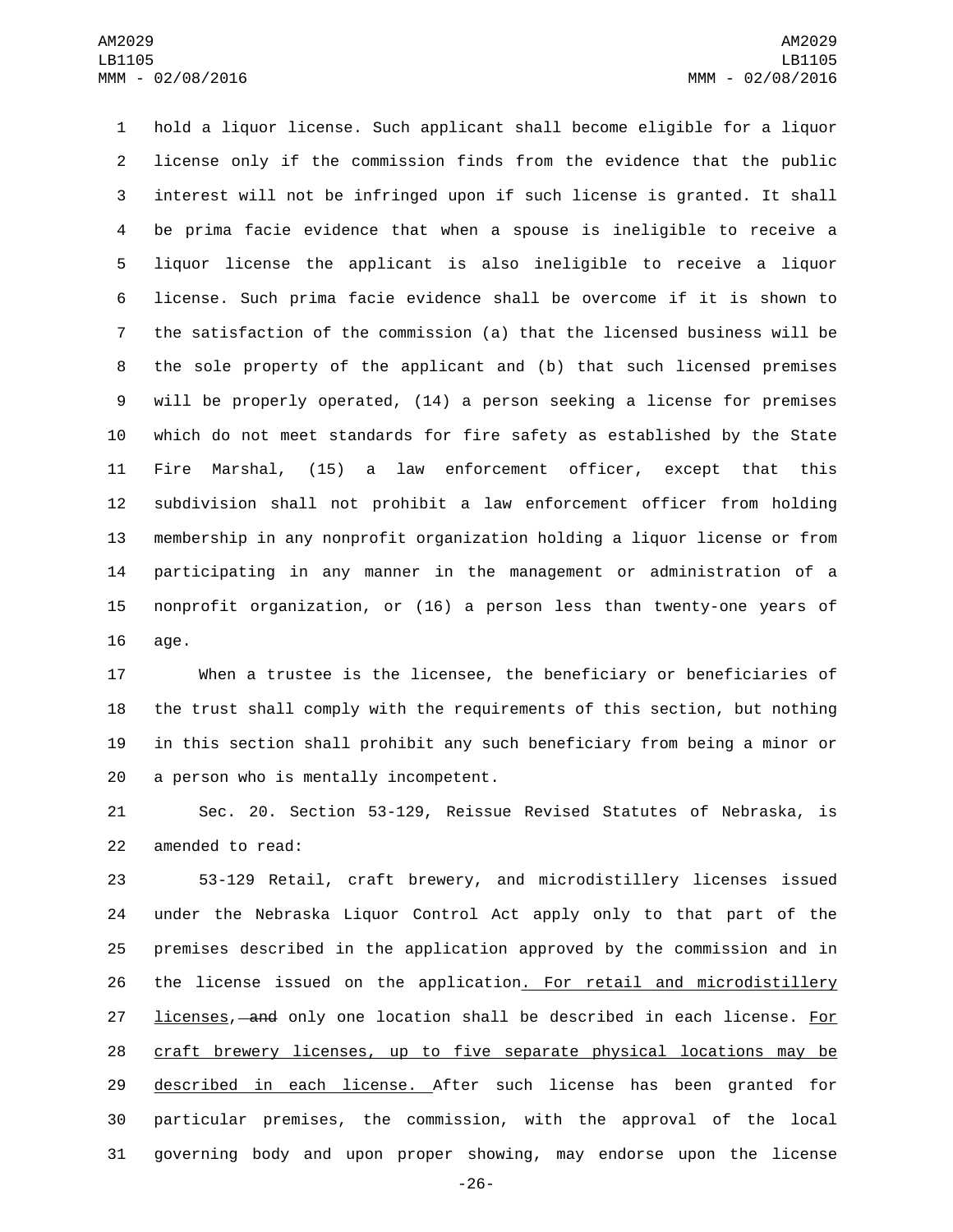hold a liquor license. Such applicant shall become eligible for a liquor license only if the commission finds from the evidence that the public interest will not be infringed upon if such license is granted. It shall be prima facie evidence that when a spouse is ineligible to receive a liquor license the applicant is also ineligible to receive a liquor license. Such prima facie evidence shall be overcome if it is shown to the satisfaction of the commission (a) that the licensed business will be the sole property of the applicant and (b) that such licensed premises will be properly operated, (14) a person seeking a license for premises which do not meet standards for fire safety as established by the State Fire Marshal, (15) a law enforcement officer, except that this subdivision shall not prohibit a law enforcement officer from holding membership in any nonprofit organization holding a liquor license or from participating in any manner in the management or administration of a nonprofit organization, or (16) a person less than twenty-one years of age.

When a trustee is the licensee, the beneficiary or beneficiaries of the trust shall comply with the requirements of this section, but nothing in this section shall prohibit any such beneficiary from being a minor or a person who is mentally incompetent.

Sec. 20. Section 53-129, Reissue Revised Statutes of Nebraska, is amended to read:

53-129 Retail, craft brewery, and microdistillery licenses issued under the Nebraska Liquor Control Act apply only to that part of the premises described in the application approved by the commission and in the license issued on the application. For retail and microdistillery licenses, ~~and~~ only one location shall be described in each license. For craft brewery licenses, up to five separate physical locations may be described in each license. After such license has been granted for particular premises, the commission, with the approval of the local governing body and upon proper showing, may endorse upon the license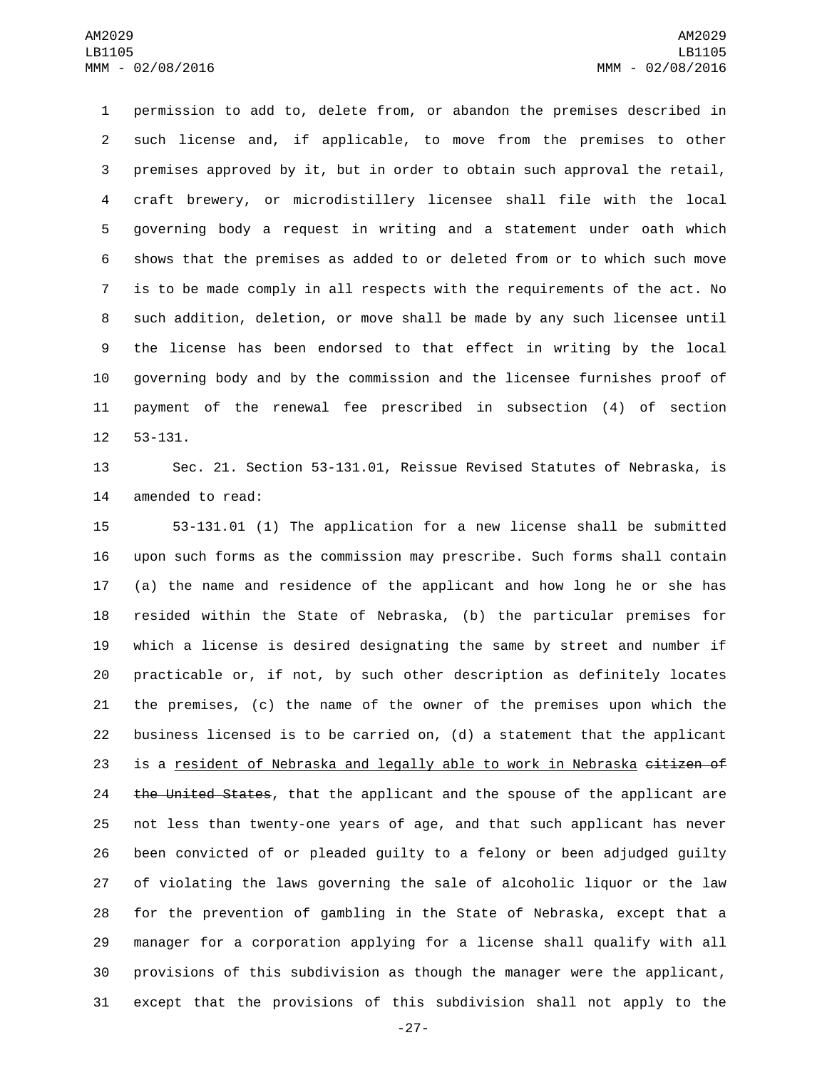permission to add to, delete from, or abandon the premises described in such license and, if applicable, to move from the premises to other premises approved by it, but in order to obtain such approval the retail, craft brewery, or microdistillery licensee shall file with the local governing body a request in writing and a statement under oath which shows that the premises as added to or deleted from or to which such move is to be made comply in all respects with the requirements of the act. No such addition, deletion, or move shall be made by any such licensee until the license has been endorsed to that effect in writing by the local governing body and by the commission and the licensee furnishes proof of payment of the renewal fee prescribed in subsection (4) of section 53-131.

Sec. 21. Section 53-131.01, Reissue Revised Statutes of Nebraska, is amended to read:

53-131.01 (1) The application for a new license shall be submitted upon such forms as the commission may prescribe. Such forms shall contain (a) the name and residence of the applicant and how long he or she has resided within the State of Nebraska, (b) the particular premises for which a license is desired designating the same by street and number if practicable or, if not, by such other description as definitely locates the premises, (c) the name of the owner of the premises upon which the business licensed is to be carried on, (d) a statement that the applicant is a <u>resident of Nebraska and legally able to work in Nebraska</u> ~~citizen of the United States~~, that the applicant and the spouse of the applicant are not less than twenty-one years of age, and that such applicant has never been convicted of or pleaded guilty to a felony or been adjudged guilty of violating the laws governing the sale of alcoholic liquor or the law for the prevention of gambling in the State of Nebraska, except that a manager for a corporation applying for a license shall qualify with all provisions of this subdivision as though the manager were the applicant, except that the provisions of this subdivision shall not apply to the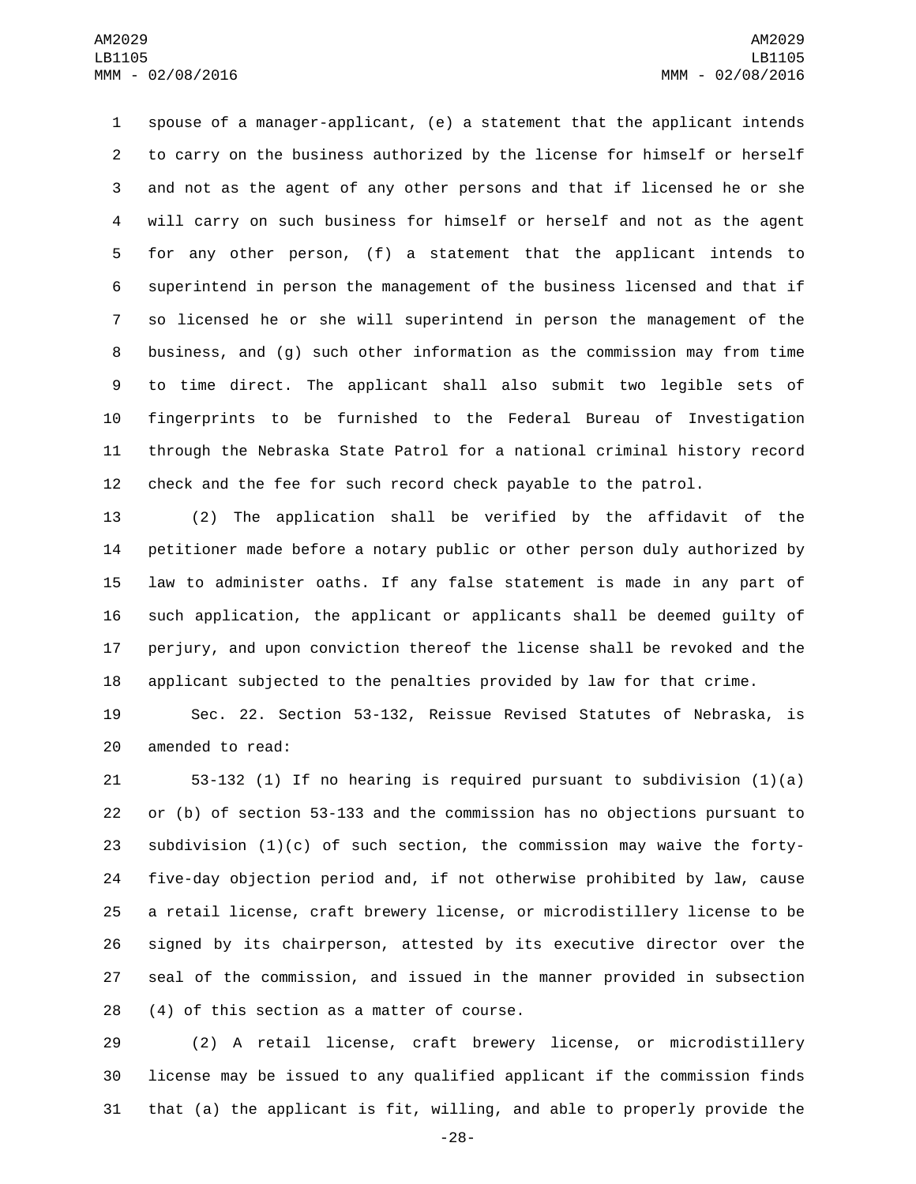spouse of a manager-applicant, (e) a statement that the applicant intends to carry on the business authorized by the license for himself or herself and not as the agent of any other persons and that if licensed he or she will carry on such business for himself or herself and not as the agent for any other person, (f) a statement that the applicant intends to superintend in person the management of the business licensed and that if so licensed he or she will superintend in person the management of the business, and (g) such other information as the commission may from time to time direct. The applicant shall also submit two legible sets of fingerprints to be furnished to the Federal Bureau of Investigation through the Nebraska State Patrol for a national criminal history record check and the fee for such record check payable to the patrol.

(2) The application shall be verified by the affidavit of the petitioner made before a notary public or other person duly authorized by law to administer oaths. If any false statement is made in any part of such application, the applicant or applicants shall be deemed guilty of perjury, and upon conviction thereof the license shall be revoked and the applicant subjected to the penalties provided by law for that crime.

Sec. 22. Section 53-132, Reissue Revised Statutes of Nebraska, is amended to read:

53-132 (1) If no hearing is required pursuant to subdivision (1)(a) or (b) of section 53-133 and the commission has no objections pursuant to subdivision (1)(c) of such section, the commission may waive the forty-five-day objection period and, if not otherwise prohibited by law, cause a retail license, craft brewery license, or microdistillery license to be signed by its chairperson, attested by its executive director over the seal of the commission, and issued in the manner provided in subsection (4) of this section as a matter of course.

(2) A retail license, craft brewery license, or microdistillery license may be issued to any qualified applicant if the commission finds that (a) the applicant is fit, willing, and able to properly provide the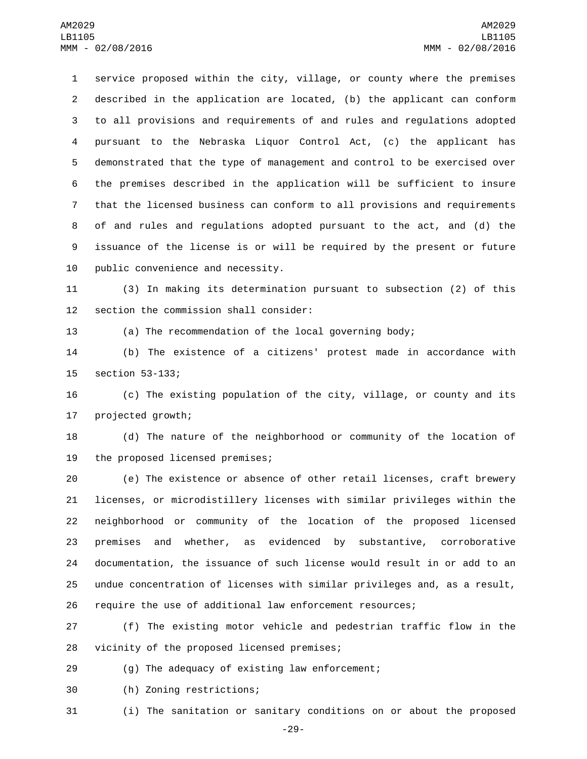service proposed within the city, village, or county where the premises described in the application are located, (b) the applicant can conform to all provisions and requirements of and rules and regulations adopted pursuant to the Nebraska Liquor Control Act, (c) the applicant has demonstrated that the type of management and control to be exercised over the premises described in the application will be sufficient to insure that the licensed business can conform to all provisions and requirements of and rules and regulations adopted pursuant to the act, and (d) the issuance of the license is or will be required by the present or future public convenience and necessity.

(3) In making its determination pursuant to subsection (2) of this section the commission shall consider:

(a) The recommendation of the local governing body;

(b) The existence of a citizens' protest made in accordance with section 53-133;

(c) The existing population of the city, village, or county and its projected growth;

(d) The nature of the neighborhood or community of the location of the proposed licensed premises;

(e) The existence or absence of other retail licenses, craft brewery licenses, or microdistillery licenses with similar privileges within the neighborhood or community of the location of the proposed licensed premises and whether, as evidenced by substantive, corroborative documentation, the issuance of such license would result in or add to an undue concentration of licenses with similar privileges and, as a result, require the use of additional law enforcement resources;

(f) The existing motor vehicle and pedestrian traffic flow in the vicinity of the proposed licensed premises;

(g) The adequacy of existing law enforcement;

(h) Zoning restrictions;

(i) The sanitation or sanitary conditions on or about the proposed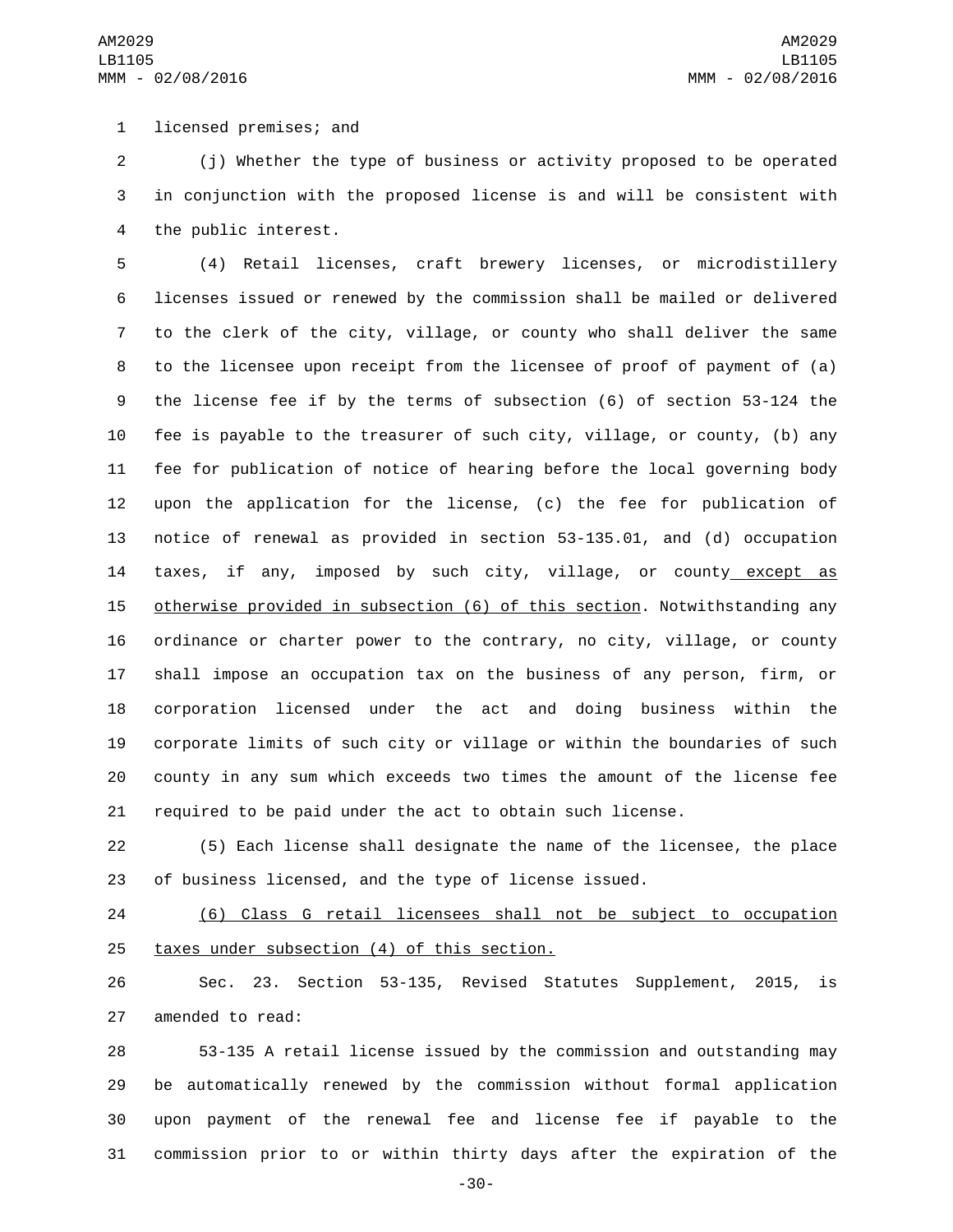licensed premises; and

(j) Whether the type of business or activity proposed to be operated in conjunction with the proposed license is and will be consistent with the public interest.

(4) Retail licenses, craft brewery licenses, or microdistillery licenses issued or renewed by the commission shall be mailed or delivered to the clerk of the city, village, or county who shall deliver the same to the licensee upon receipt from the licensee of proof of payment of (a) the license fee if by the terms of subsection (6) of section 53-124 the fee is payable to the treasurer of such city, village, or county, (b) any fee for publication of notice of hearing before the local governing body upon the application for the license, (c) the fee for publication of notice of renewal as provided in section 53-135.01, and (d) occupation taxes, if any, imposed by such city, village, or county except as otherwise provided in subsection (6) of this section. Notwithstanding any ordinance or charter power to the contrary, no city, village, or county shall impose an occupation tax on the business of any person, firm, or corporation licensed under the act and doing business within the corporate limits of such city or village or within the boundaries of such county in any sum which exceeds two times the amount of the license fee required to be paid under the act to obtain such license.

(5) Each license shall designate the name of the licensee, the place of business licensed, and the type of license issued.

(6) Class G retail licensees shall not be subject to occupation taxes under subsection (4) of this section.

Sec. 23. Section 53-135, Revised Statutes Supplement, 2015, is amended to read:

53-135 A retail license issued by the commission and outstanding may be automatically renewed by the commission without formal application upon payment of the renewal fee and license fee if payable to the commission prior to or within thirty days after the expiration of the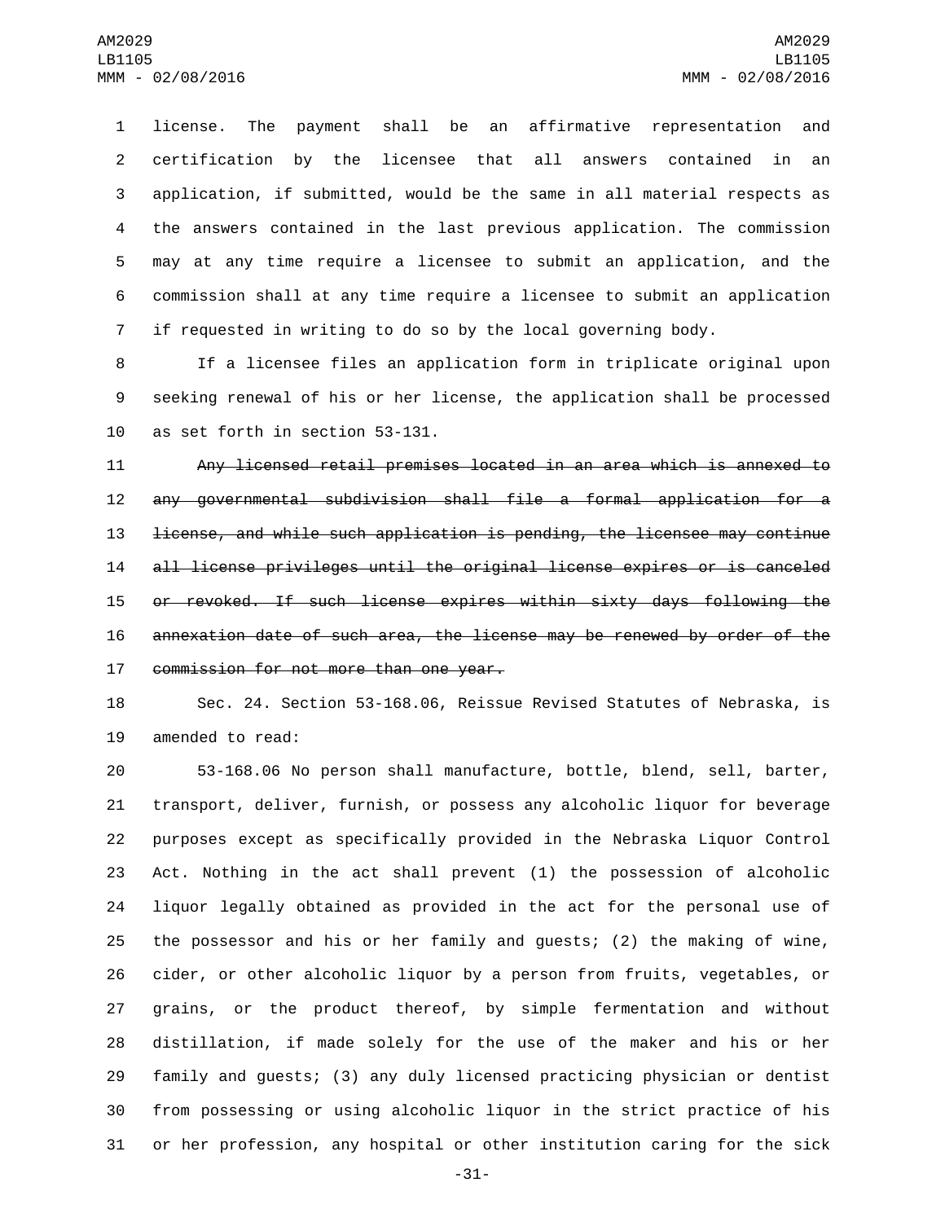license. The payment shall be an affirmative representation and certification by the licensee that all answers contained in an application, if submitted, would be the same in all material respects as the answers contained in the last previous application. The commission may at any time require a licensee to submit an application, and the commission shall at any time require a licensee to submit an application if requested in writing to do so by the local governing body.

If a licensee files an application form in triplicate original upon seeking renewal of his or her license, the application shall be processed as set forth in section 53-131.

~~Any licensed retail premises located in an area which is annexed to any governmental subdivision shall file a formal application for a license, and while such application is pending, the licensee may continue all license privileges until the original license expires or is canceled or revoked. If such license expires within sixty days following the annexation date of such area, the license may be renewed by order of the commission for not more than one year.~~

Sec. 24. Section 53-168.06, Reissue Revised Statutes of Nebraska, is amended to read:

53-168.06 No person shall manufacture, bottle, blend, sell, barter, transport, deliver, furnish, or possess any alcoholic liquor for beverage purposes except as specifically provided in the Nebraska Liquor Control Act. Nothing in the act shall prevent (1) the possession of alcoholic liquor legally obtained as provided in the act for the personal use of the possessor and his or her family and guests; (2) the making of wine, cider, or other alcoholic liquor by a person from fruits, vegetables, or grains, or the product thereof, by simple fermentation and without distillation, if made solely for the use of the maker and his or her family and guests; (3) any duly licensed practicing physician or dentist from possessing or using alcoholic liquor in the strict practice of his or her profession, any hospital or other institution caring for the sick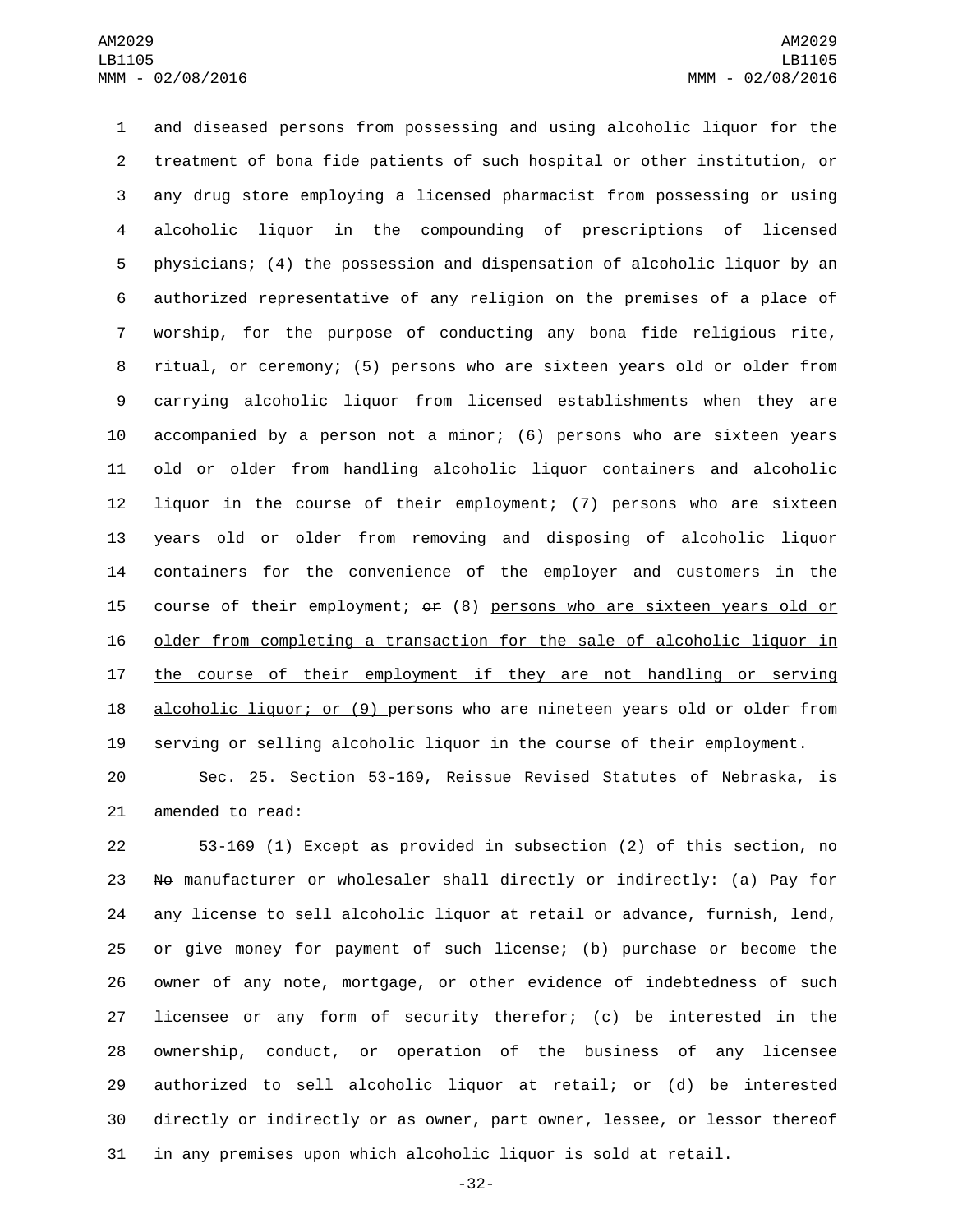and diseased persons from possessing and using alcoholic liquor for the treatment of bona fide patients of such hospital or other institution, or any drug store employing a licensed pharmacist from possessing or using alcoholic liquor in the compounding of prescriptions of licensed physicians; (4) the possession and dispensation of alcoholic liquor by an authorized representative of any religion on the premises of a place of worship, for the purpose of conducting any bona fide religious rite, ritual, or ceremony; (5) persons who are sixteen years old or older from carrying alcoholic liquor from licensed establishments when they are accompanied by a person not a minor; (6) persons who are sixteen years old or older from handling alcoholic liquor containers and alcoholic liquor in the course of their employment; (7) persons who are sixteen years old or older from removing and disposing of alcoholic liquor containers for the convenience of the employer and customers in the course of their employment; ~~or~~ (8) <u>persons who are sixteen years old or older from completing a transaction for the sale of alcoholic liquor in the course of their employment if they are not handling or serving alcoholic liquor; or (9)</u> persons who are nineteen years old or older from serving or selling alcoholic liquor in the course of their employment.

Sec. 25. Section 53-169, Reissue Revised Statutes of Nebraska, is amended to read:

53-169 (1) <u>Except as provided in subsection (2) of this section, no</u> ~~No~~ manufacturer or wholesaler shall directly or indirectly: (a) Pay for any license to sell alcoholic liquor at retail or advance, furnish, lend, or give money for payment of such license; (b) purchase or become the owner of any note, mortgage, or other evidence of indebtedness of such licensee or any form of security therefor; (c) be interested in the ownership, conduct, or operation of the business of any licensee authorized to sell alcoholic liquor at retail; or (d) be interested directly or indirectly or as owner, part owner, lessee, or lessor thereof in any premises upon which alcoholic liquor is sold at retail.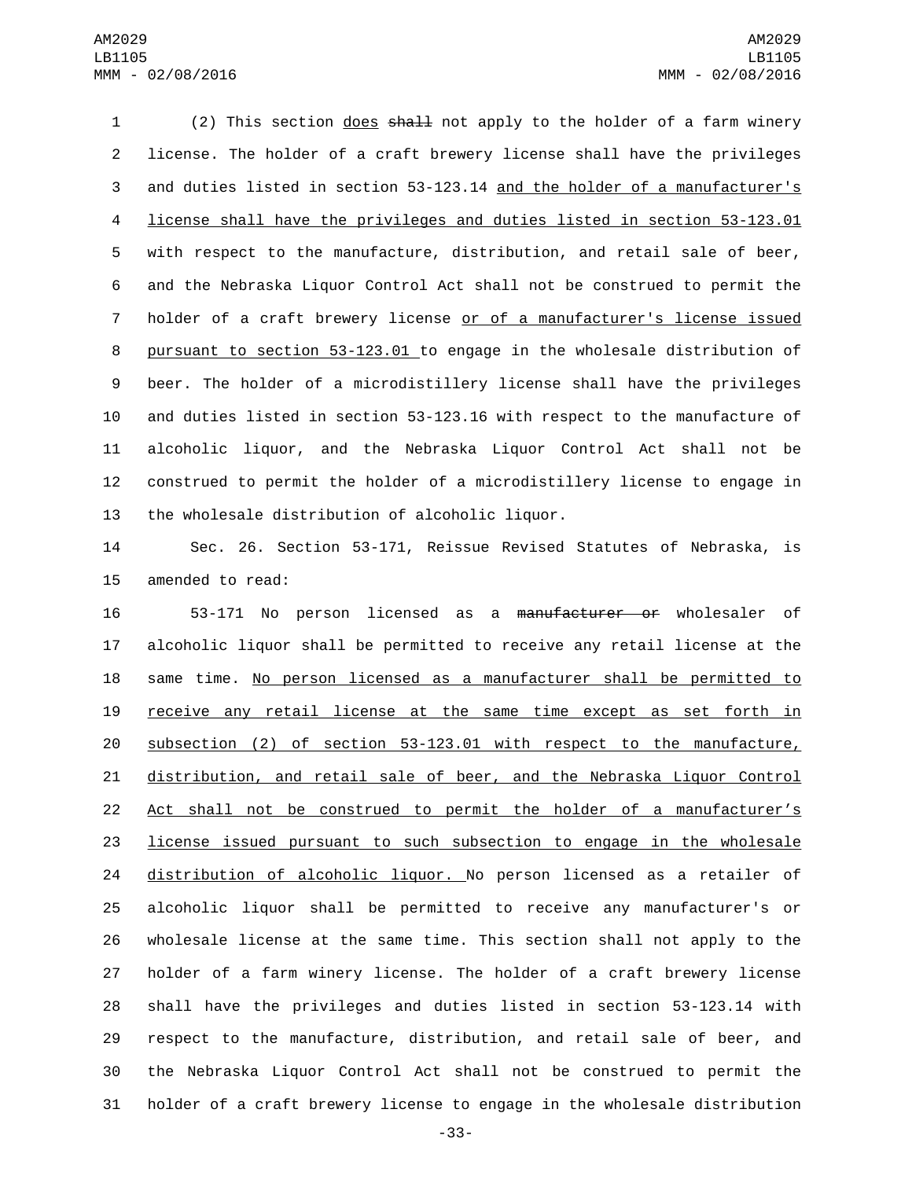(2) This section does ~~shall~~ not apply to the holder of a farm winery license. The holder of a craft brewery license shall have the privileges and duties listed in section 53-123.14 and the holder of a manufacturer's license shall have the privileges and duties listed in section 53-123.01 with respect to the manufacture, distribution, and retail sale of beer, and the Nebraska Liquor Control Act shall not be construed to permit the holder of a craft brewery license or of a manufacturer's license issued pursuant to section 53-123.01 to engage in the wholesale distribution of beer. The holder of a microdistillery license shall have the privileges and duties listed in section 53-123.16 with respect to the manufacture of alcoholic liquor, and the Nebraska Liquor Control Act shall not be construed to permit the holder of a microdistillery license to engage in the wholesale distribution of alcoholic liquor.

Sec. 26. Section 53-171, Reissue Revised Statutes of Nebraska, is amended to read:

53-171 No person licensed as a ~~manufacturer or~~ wholesaler of alcoholic liquor shall be permitted to receive any retail license at the same time. No person licensed as a manufacturer shall be permitted to receive any retail license at the same time except as set forth in subsection (2) of section 53-123.01 with respect to the manufacture, distribution, and retail sale of beer, and the Nebraska Liquor Control Act shall not be construed to permit the holder of a manufacturer's license issued pursuant to such subsection to engage in the wholesale distribution of alcoholic liquor. No person licensed as a retailer of alcoholic liquor shall be permitted to receive any manufacturer's or wholesale license at the same time. This section shall not apply to the holder of a farm winery license. The holder of a craft brewery license shall have the privileges and duties listed in section 53-123.14 with respect to the manufacture, distribution, and retail sale of beer, and the Nebraska Liquor Control Act shall not be construed to permit the holder of a craft brewery license to engage in the wholesale distribution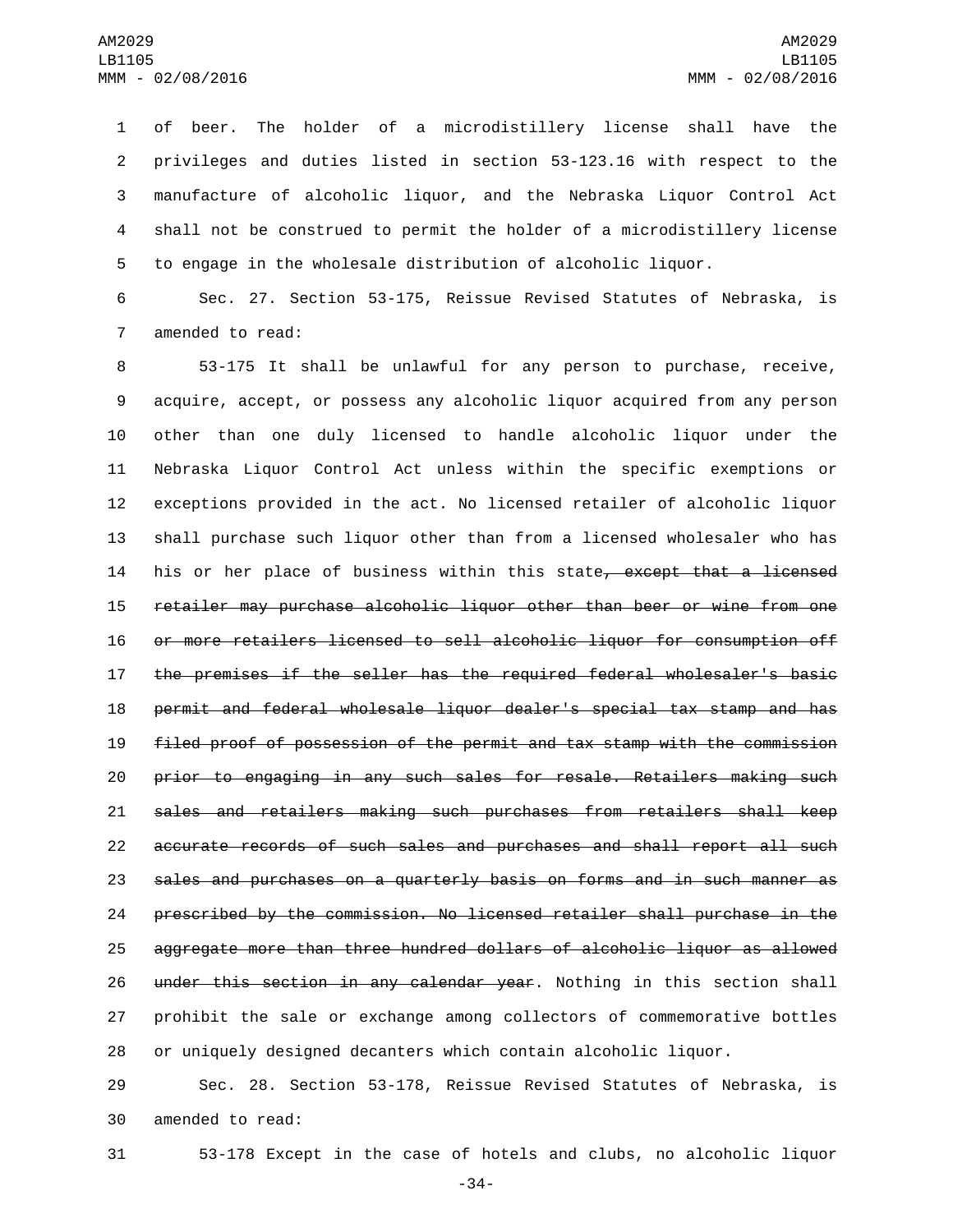of beer. The holder of a microdistillery license shall have the privileges and duties listed in section 53-123.16 with respect to the manufacture of alcoholic liquor, and the Nebraska Liquor Control Act shall not be construed to permit the holder of a microdistillery license to engage in the wholesale distribution of alcoholic liquor.

Sec. 27. Section 53-175, Reissue Revised Statutes of Nebraska, is amended to read:

53-175 It shall be unlawful for any person to purchase, receive, acquire, accept, or possess any alcoholic liquor acquired from any person other than one duly licensed to handle alcoholic liquor under the Nebraska Liquor Control Act unless within the specific exemptions or exceptions provided in the act. No licensed retailer of alcoholic liquor shall purchase such liquor other than from a licensed wholesaler who has his or her place of business within this state~~, except that a licensed retailer may purchase alcoholic liquor other than beer or wine from one or more retailers licensed to sell alcoholic liquor for consumption off the premises if the seller has the required federal wholesaler's basic permit and federal wholesale liquor dealer's special tax stamp and has filed proof of possession of the permit and tax stamp with the commission prior to engaging in any such sales for resale. Retailers making such sales and retailers making such purchases from retailers shall keep accurate records of such sales and purchases and shall report all such sales and purchases on a quarterly basis on forms and in such manner as prescribed by the commission. No licensed retailer shall purchase in the aggregate more than three hundred dollars of alcoholic liquor as allowed under this section in any calendar year~~. Nothing in this section shall prohibit the sale or exchange among collectors of commemorative bottles or uniquely designed decanters which contain alcoholic liquor.

Sec. 28. Section 53-178, Reissue Revised Statutes of Nebraska, is amended to read:

53-178 Except in the case of hotels and clubs, no alcoholic liquor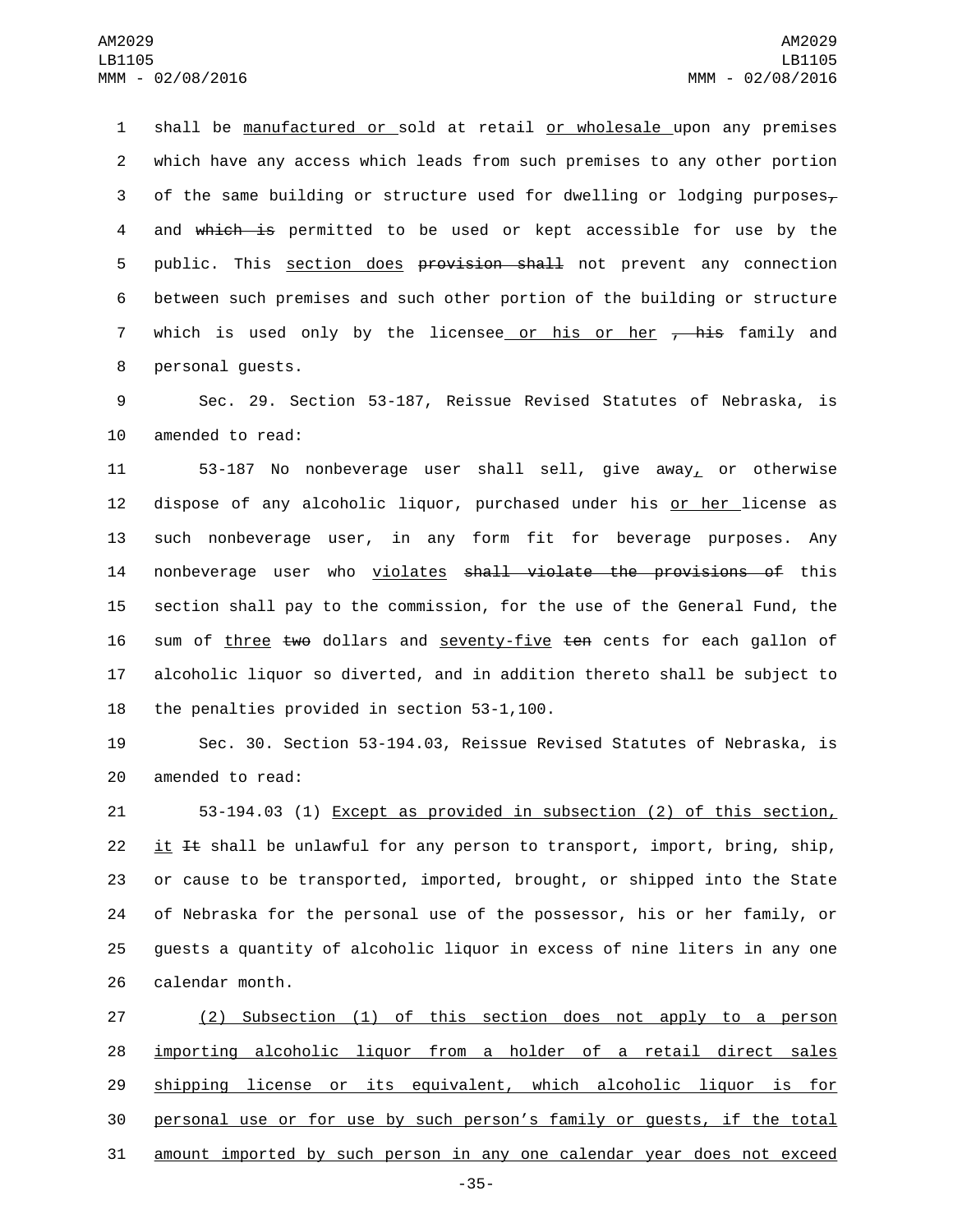shall be manufactured or sold at retail or wholesale upon any premises which have any access which leads from such premises to any other portion of the same building or structure used for dwelling or lodging purposes, and which is permitted to be used or kept accessible for use by the public. This section does provision shall not prevent any connection between such premises and such other portion of the building or structure which is used only by the licensee or his or her , his family and personal guests.

Sec. 29. Section 53-187, Reissue Revised Statutes of Nebraska, is amended to read:

53-187 No nonbeverage user shall sell, give away, or otherwise dispose of any alcoholic liquor, purchased under his or her license as such nonbeverage user, in any form fit for beverage purposes. Any nonbeverage user who violates shall violate the provisions of this section shall pay to the commission, for the use of the General Fund, the sum of three two dollars and seventy-five ten cents for each gallon of alcoholic liquor so diverted, and in addition thereto shall be subject to the penalties provided in section 53-1,100.

Sec. 30. Section 53-194.03, Reissue Revised Statutes of Nebraska, is amended to read:

53-194.03 (1) Except as provided in subsection (2) of this section, it It shall be unlawful for any person to transport, import, bring, ship, or cause to be transported, imported, brought, or shipped into the State of Nebraska for the personal use of the possessor, his or her family, or guests a quantity of alcoholic liquor in excess of nine liters in any one calendar month.

(2) Subsection (1) of this section does not apply to a person importing alcoholic liquor from a holder of a retail direct sales shipping license or its equivalent, which alcoholic liquor is for personal use or for use by such person's family or guests, if the total amount imported by such person in any one calendar year does not exceed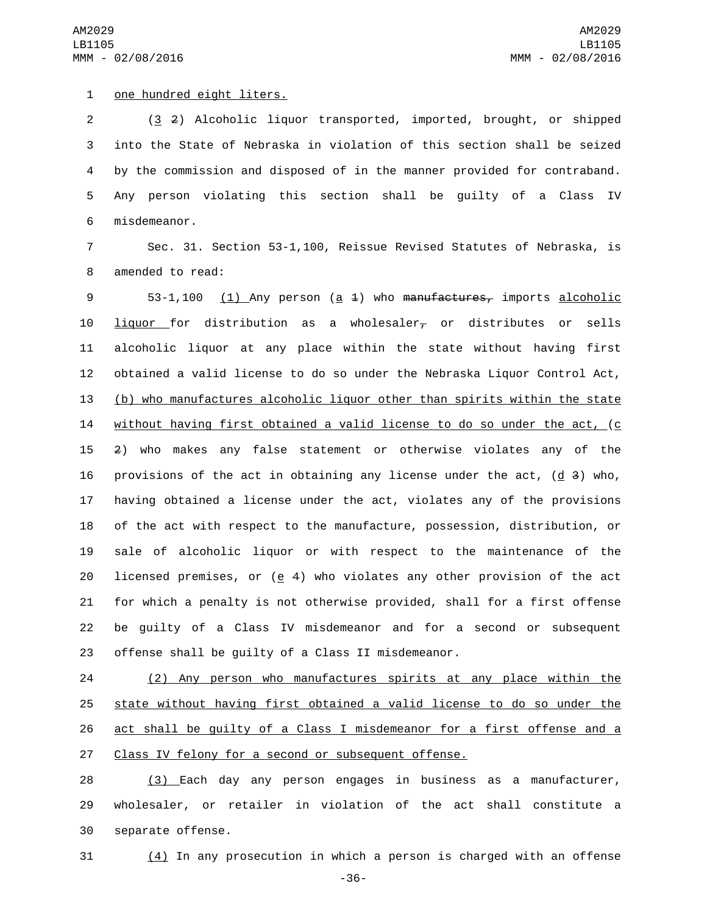one hundred eight liters.

(3 2) Alcoholic liquor transported, imported, brought, or shipped into the State of Nebraska in violation of this section shall be seized by the commission and disposed of in the manner provided for contraband. Any person violating this section shall be guilty of a Class IV misdemeanor.

Sec. 31. Section 53-1,100, Reissue Revised Statutes of Nebraska, is amended to read:

53-1,100 (1) Any person (a 1) who ~~manufactures,~~ imports alcoholic liquor for distribution as a wholesaler~~,~~ or distributes or sells alcoholic liquor at any place within the state without having first obtained a valid license to do so under the Nebraska Liquor Control Act, (b) who manufactures alcoholic liquor other than spirits within the state without having first obtained a valid license to do so under the act, (c 2) who makes any false statement or otherwise violates any of the provisions of the act in obtaining any license under the act, (d 3) who, having obtained a license under the act, violates any of the provisions of the act with respect to the manufacture, possession, distribution, or sale of alcoholic liquor or with respect to the maintenance of the licensed premises, or (e 4) who violates any other provision of the act for which a penalty is not otherwise provided, shall for a first offense be guilty of a Class IV misdemeanor and for a second or subsequent offense shall be guilty of a Class II misdemeanor.

(2) Any person who manufactures spirits at any place within the state without having first obtained a valid license to do so under the act shall be guilty of a Class I misdemeanor for a first offense and a Class IV felony for a second or subsequent offense.

(3) Each day any person engages in business as a manufacturer, wholesaler, or retailer in violation of the act shall constitute a separate offense.

(4) In any prosecution in which a person is charged with an offense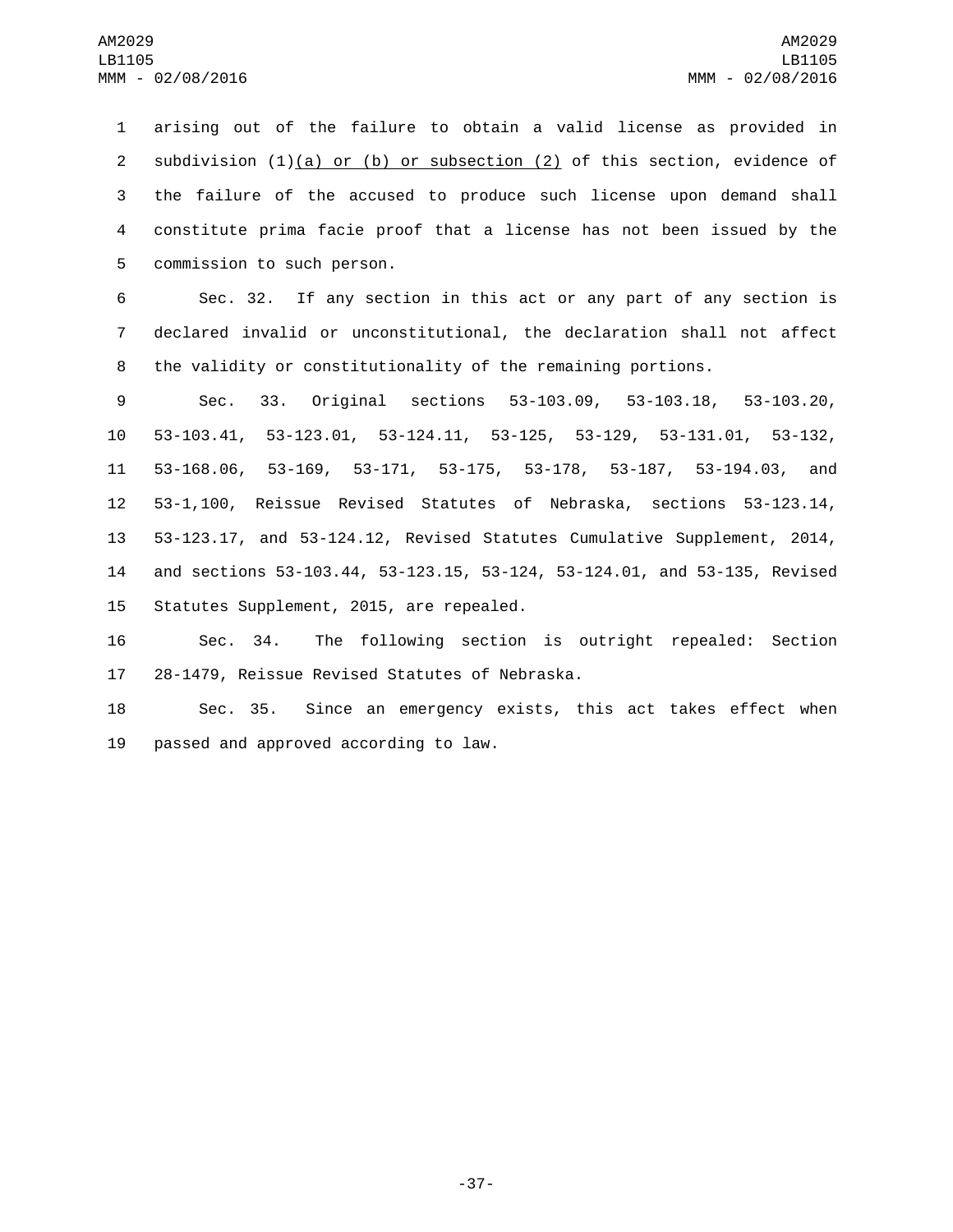arising out of the failure to obtain a valid license as provided in subdivision (1)(a) or (b) or subsection (2) of this section, evidence of the failure of the accused to produce such license upon demand shall constitute prima facie proof that a license has not been issued by the commission to such person.

Sec. 32. If any section in this act or any part of any section is declared invalid or unconstitutional, the declaration shall not affect the validity or constitutionality of the remaining portions.

Sec. 33. Original sections 53-103.09, 53-103.18, 53-103.20, 53-103.41, 53-123.01, 53-124.11, 53-125, 53-129, 53-131.01, 53-132, 53-168.06, 53-169, 53-171, 53-175, 53-178, 53-187, 53-194.03, and 53-1,100, Reissue Revised Statutes of Nebraska, sections 53-123.14, 53-123.17, and 53-124.12, Revised Statutes Cumulative Supplement, 2014, and sections 53-103.44, 53-123.15, 53-124, 53-124.01, and 53-135, Revised Statutes Supplement, 2015, are repealed.

Sec. 34. The following section is outright repealed: Section 28-1479, Reissue Revised Statutes of Nebraska.

Sec. 35. Since an emergency exists, this act takes effect when passed and approved according to law.